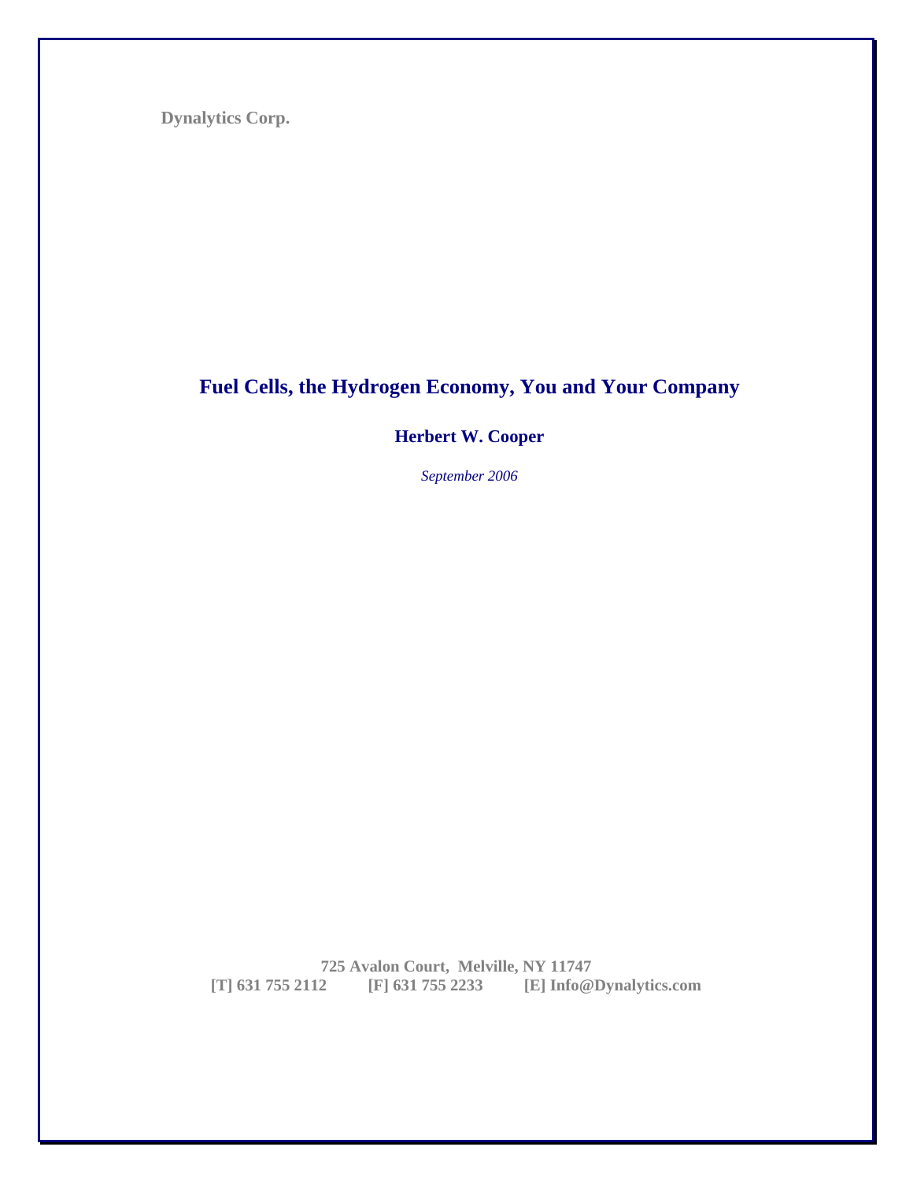**Dynalytics Corp.**

# Fuel Cells, the Hydrogen Economy, You and Your Company

**Herbert W. Cooper**

*September 2006*

**725 Avalon Court, Melville, NY 11747**
**[T] 631 755 2112 [F] 631 755 2233 [E] Info@Dynalytics.com**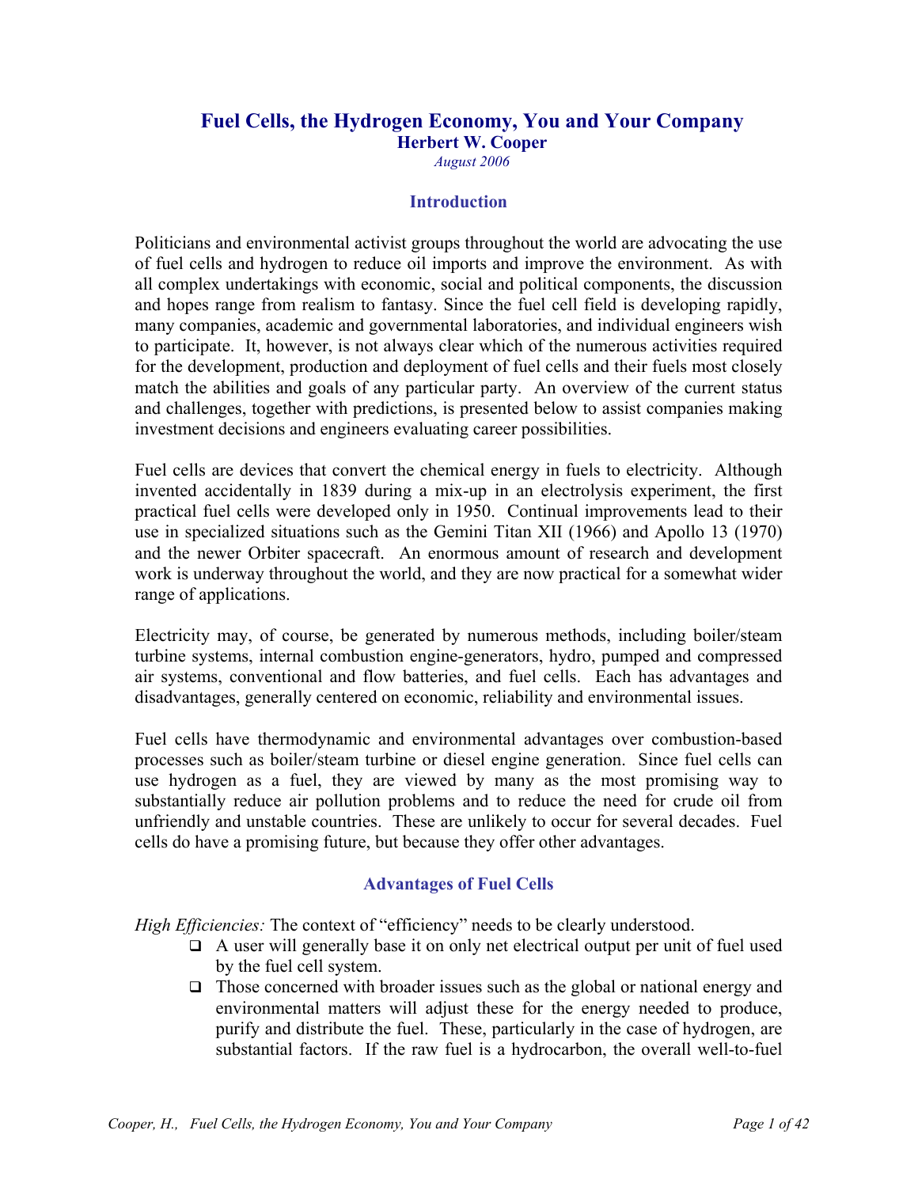# Fuel Cells, the Hydrogen Economy, You and Your Company

**Herbert W. Cooper**

*August 2006*

## Introduction

Politicians and environmental activist groups throughout the world are advocating the use of fuel cells and hydrogen to reduce oil imports and improve the environment. As with all complex undertakings with economic, social and political components, the discussion and hopes range from realism to fantasy. Since the fuel cell field is developing rapidly, many companies, academic and governmental laboratories, and individual engineers wish to participate. It, however, is not always clear which of the numerous activities required for the development, production and deployment of fuel cells and their fuels most closely match the abilities and goals of any particular party. An overview of the current status and challenges, together with predictions, is presented below to assist companies making investment decisions and engineers evaluating career possibilities.

Fuel cells are devices that convert the chemical energy in fuels to electricity. Although invented accidentally in 1839 during a mix-up in an electrolysis experiment, the first practical fuel cells were developed only in 1950. Continual improvements lead to their use in specialized situations such as the Gemini Titan XII (1966) and Apollo 13 (1970) and the newer Orbiter spacecraft. An enormous amount of research and development work is underway throughout the world, and they are now practical for a somewhat wider range of applications.

Electricity may, of course, be generated by numerous methods, including boiler/steam turbine systems, internal combustion engine-generators, hydro, pumped and compressed air systems, conventional and flow batteries, and fuel cells. Each has advantages and disadvantages, generally centered on economic, reliability and environmental issues.

Fuel cells have thermodynamic and environmental advantages over combustion-based processes such as boiler/steam turbine or diesel engine generation. Since fuel cells can use hydrogen as a fuel, they are viewed by many as the most promising way to substantially reduce air pollution problems and to reduce the need for crude oil from unfriendly and unstable countries. These are unlikely to occur for several decades. Fuel cells do have a promising future, but because they offer other advantages.

## Advantages of Fuel Cells

*High Efficiencies:* The context of "efficiency" needs to be clearly understood.

- A user will generally base it on only net electrical output per unit of fuel used by the fuel cell system.
- Those concerned with broader issues such as the global or national energy and environmental matters will adjust these for the energy needed to produce, purify and distribute the fuel. These, particularly in the case of hydrogen, are substantial factors. If the raw fuel is a hydrocarbon, the overall well-to-fuel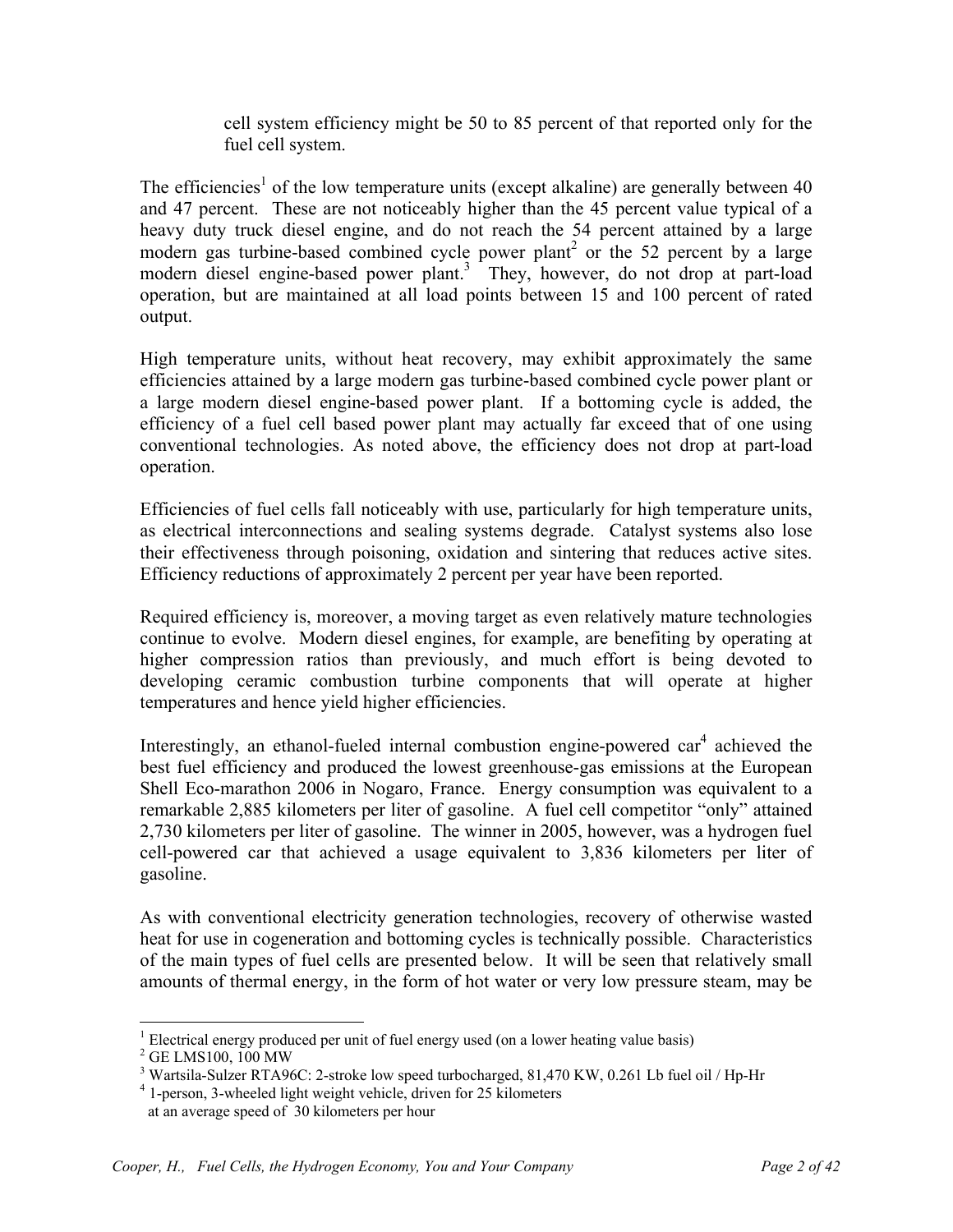cell system efficiency might be 50 to 85 percent of that reported only for the fuel cell system.

The efficiencies[1] of the low temperature units (except alkaline) are generally between 40 and 47 percent. These are not noticeably higher than the 45 percent value typical of a heavy duty truck diesel engine, and do not reach the 54 percent attained by a large modern gas turbine-based combined cycle power plant[2] or the 52 percent by a large modern diesel engine-based power plant.[3] They, however, do not drop at part-load operation, but are maintained at all load points between 15 and 100 percent of rated output.

High temperature units, without heat recovery, may exhibit approximately the same efficiencies attained by a large modern gas turbine-based combined cycle power plant or a large modern diesel engine-based power plant. If a bottoming cycle is added, the efficiency of a fuel cell based power plant may actually far exceed that of one using conventional technologies. As noted above, the efficiency does not drop at part-load operation.

Efficiencies of fuel cells fall noticeably with use, particularly for high temperature units, as electrical interconnections and sealing systems degrade. Catalyst systems also lose their effectiveness through poisoning, oxidation and sintering that reduces active sites. Efficiency reductions of approximately 2 percent per year have been reported.

Required efficiency is, moreover, a moving target as even relatively mature technologies continue to evolve. Modern diesel engines, for example, are benefiting by operating at higher compression ratios than previously, and much effort is being devoted to developing ceramic combustion turbine components that will operate at higher temperatures and hence yield higher efficiencies.

Interestingly, an ethanol-fueled internal combustion engine-powered car[4] achieved the best fuel efficiency and produced the lowest greenhouse-gas emissions at the European Shell Eco-marathon 2006 in Nogaro, France. Energy consumption was equivalent to a remarkable 2,885 kilometers per liter of gasoline. A fuel cell competitor "only" attained 2,730 kilometers per liter of gasoline. The winner in 2005, however, was a hydrogen fuel cell-powered car that achieved a usage equivalent to 3,836 kilometers per liter of gasoline.

As with conventional electricity generation technologies, recovery of otherwise wasted heat for use in cogeneration and bottoming cycles is technically possible. Characteristics of the main types of fuel cells are presented below. It will be seen that relatively small amounts of thermal energy, in the form of hot water or very low pressure steam, may be

---

[1] Electrical energy produced per unit of fuel energy used (on a lower heating value basis)

[2] GE LMS100, 100 MW

[3] Wartsila-Sulzer RTA96C: 2-stroke low speed turbocharged, 81,470 KW, 0.261 Lb fuel oil / Hp-Hr

[4] 1-person, 3-wheeled light weight vehicle, driven for 25 kilometers at an average speed of 30 kilometers per hour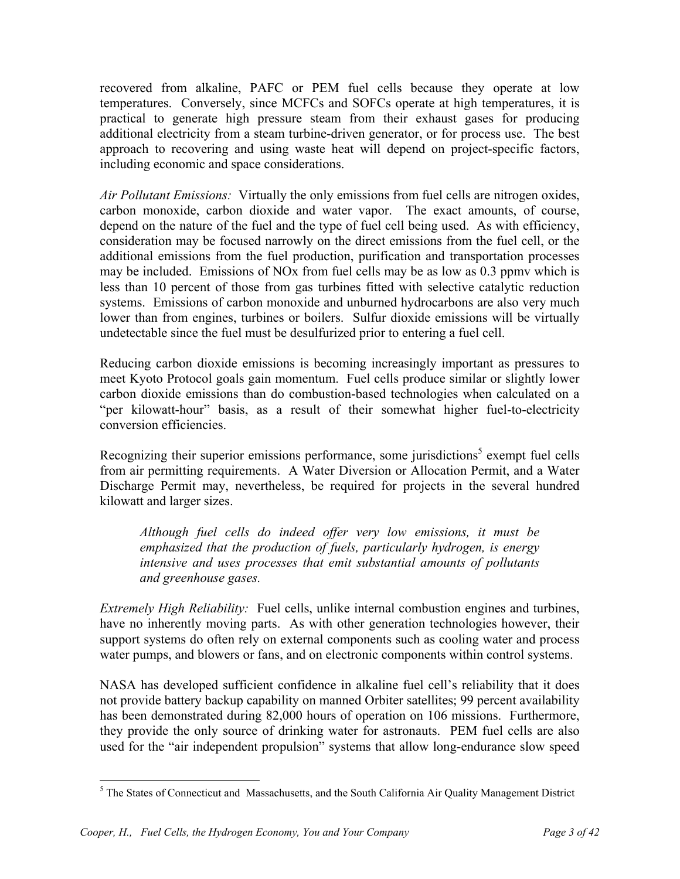recovered from alkaline, PAFC or PEM fuel cells because they operate at low temperatures. Conversely, since MCFCs and SOFCs operate at high temperatures, it is practical to generate high pressure steam from their exhaust gases for producing additional electricity from a steam turbine-driven generator, or for process use. The best approach to recovering and using waste heat will depend on project-specific factors, including economic and space considerations.

*Air Pollutant Emissions:* Virtually the only emissions from fuel cells are nitrogen oxides, carbon monoxide, carbon dioxide and water vapor. The exact amounts, of course, depend on the nature of the fuel and the type of fuel cell being used. As with efficiency, consideration may be focused narrowly on the direct emissions from the fuel cell, or the additional emissions from the fuel production, purification and transportation processes may be included. Emissions of NOx from fuel cells may be as low as 0.3 ppmv which is less than 10 percent of those from gas turbines fitted with selective catalytic reduction systems. Emissions of carbon monoxide and unburned hydrocarbons are also very much lower than from engines, turbines or boilers. Sulfur dioxide emissions will be virtually undetectable since the fuel must be desulfurized prior to entering a fuel cell.

Reducing carbon dioxide emissions is becoming increasingly important as pressures to meet Kyoto Protocol goals gain momentum. Fuel cells produce similar or slightly lower carbon dioxide emissions than do combustion-based technologies when calculated on a "per kilowatt-hour" basis, as a result of their somewhat higher fuel-to-electricity conversion efficiencies.

Recognizing their superior emissions performance, some jurisdictions[5] exempt fuel cells from air permitting requirements. A Water Diversion or Allocation Permit, and a Water Discharge Permit may, nevertheless, be required for projects in the several hundred kilowatt and larger sizes.

> *Although fuel cells do indeed offer very low emissions, it must be emphasized that the production of fuels, particularly hydrogen, is energy intensive and uses processes that emit substantial amounts of pollutants and greenhouse gases.*

*Extremely High Reliability:* Fuel cells, unlike internal combustion engines and turbines, have no inherently moving parts. As with other generation technologies however, their support systems do often rely on external components such as cooling water and process water pumps, and blowers or fans, and on electronic components within control systems.

NASA has developed sufficient confidence in alkaline fuel cell's reliability that it does not provide battery backup capability on manned Orbiter satellites; 99 percent availability has been demonstrated during 82,000 hours of operation on 106 missions. Furthermore, they provide the only source of drinking water for astronauts. PEM fuel cells are also used for the "air independent propulsion" systems that allow long-endurance slow speed

[5] The States of Connecticut and Massachusetts, and the South California Air Quality Management District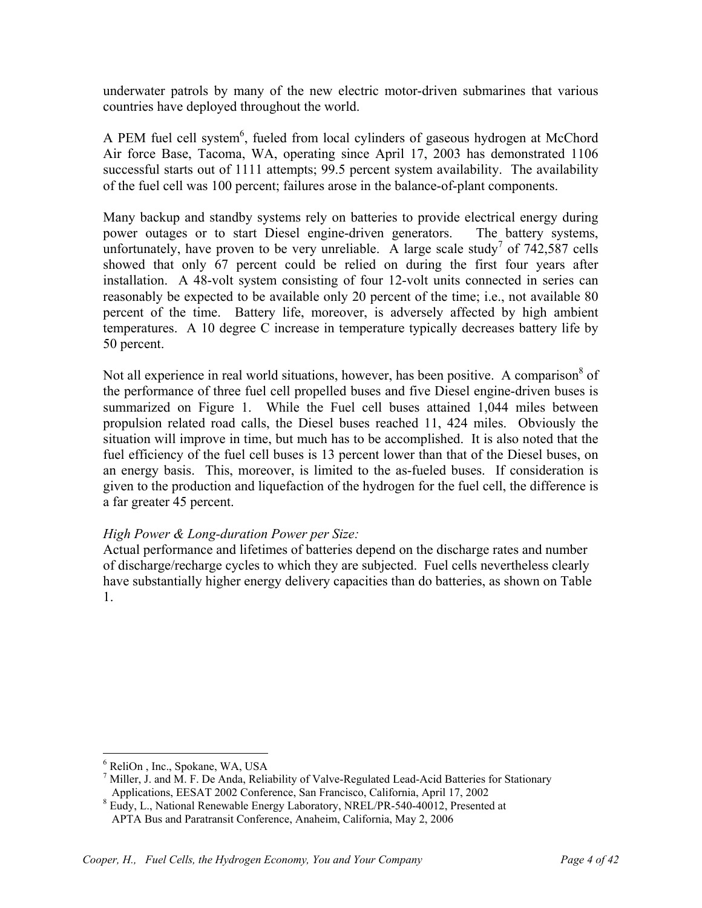underwater patrols by many of the new electric motor-driven submarines that various countries have deployed throughout the world.

A PEM fuel cell system[6], fueled from local cylinders of gaseous hydrogen at McChord Air force Base, Tacoma, WA, operating since April 17, 2003 has demonstrated 1106 successful starts out of 1111 attempts; 99.5 percent system availability. The availability of the fuel cell was 100 percent; failures arose in the balance-of-plant components.

Many backup and standby systems rely on batteries to provide electrical energy during power outages or to start Diesel engine-driven generators. The battery systems, unfortunately, have proven to be very unreliable. A large scale study[7] of 742,587 cells showed that only 67 percent could be relied on during the first four years after installation. A 48-volt system consisting of four 12-volt units connected in series can reasonably be expected to be available only 20 percent of the time; i.e., not available 80 percent of the time. Battery life, moreover, is adversely affected by high ambient temperatures. A 10 degree C increase in temperature typically decreases battery life by 50 percent.

Not all experience in real world situations, however, has been positive. A comparison[8] of the performance of three fuel cell propelled buses and five Diesel engine-driven buses is summarized on Figure 1. While the Fuel cell buses attained 1,044 miles between propulsion related road calls, the Diesel buses reached 11, 424 miles. Obviously the situation will improve in time, but much has to be accomplished. It is also noted that the fuel efficiency of the fuel cell buses is 13 percent lower than that of the Diesel buses, on an energy basis. This, moreover, is limited to the as-fueled buses. If consideration is given to the production and liquefaction of the hydrogen for the fuel cell, the difference is a far greater 45 percent.

*High Power & Long-duration Power per Size:*

Actual performance and lifetimes of batteries depend on the discharge rates and number of discharge/recharge cycles to which they are subjected. Fuel cells nevertheless clearly have substantially higher energy delivery capacities than do batteries, as shown on Table 1.

---

[6] ReliOn , Inc., Spokane, WA, USA

[7] Miller, J. and M. F. De Anda, Reliability of Valve-Regulated Lead-Acid Batteries for Stationary Applications, EESAT 2002 Conference, San Francisco, California, April 17, 2002

[8] Eudy, L., National Renewable Energy Laboratory, NREL/PR-540-40012, Presented at APTA Bus and Paratransit Conference, Anaheim, California, May 2, 2006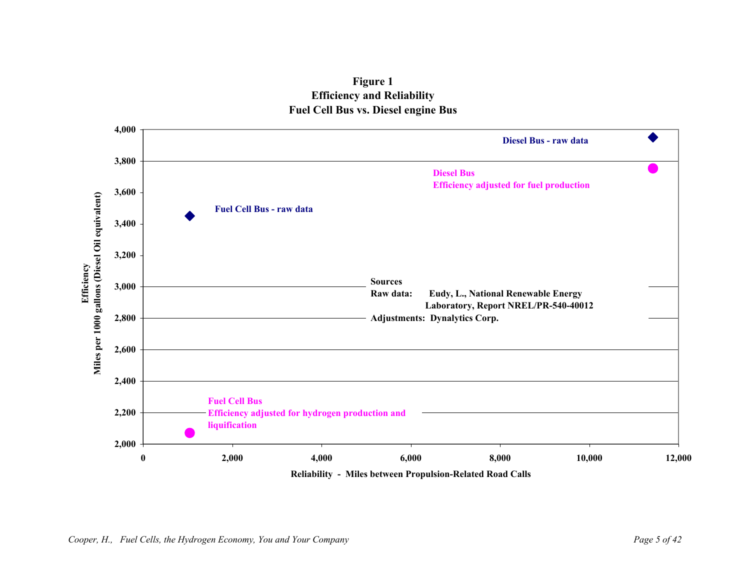**Figure 1**
**Efficiency and Reliability**
**Fuel Cell Bus vs. Diesel engine Bus**

Efficiency
Miles per 1000 gallons (Diesel Oil equivalent)

4,000
3,800
3,600
3,400
3,200
3,000
2,800
2,600
2,400
2,200
2,000

Diesel Bus - raw data

Diesel Bus
Efficiency adjusted for fuel production

Fuel Cell Bus - raw data

Sources
Raw data: Eudy, L., National Renewable Energy Laboratory, Report NREL/PR-540-40012
Adjustments: Dynalytics Corp.

Fuel Cell Bus
Efficiency adjusted for hydrogen production and liquification

0 2,000 4,000 6,000 8,000 10,000 12,000

Reliability - Miles between Propulsion-Related Road Calls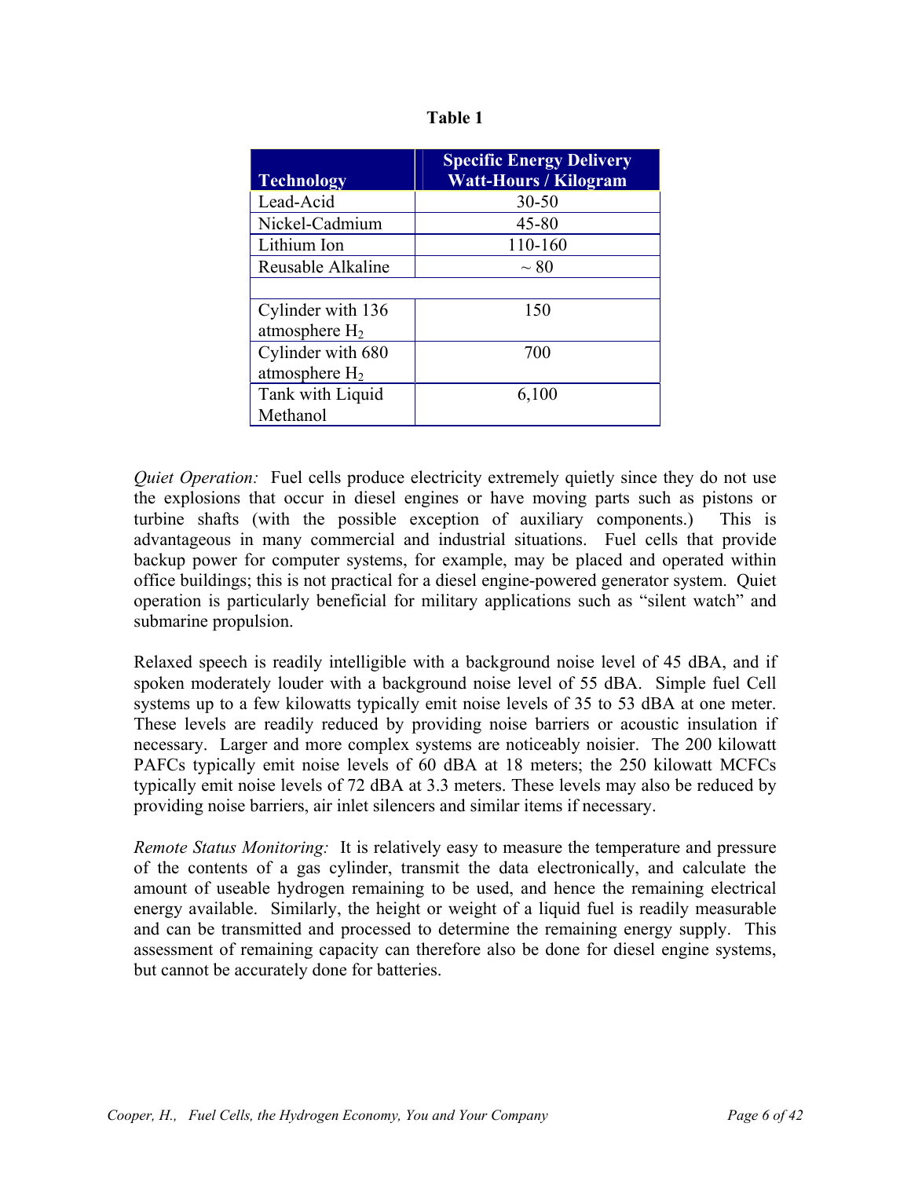**Table 1**

| Technology | Specific Energy Delivery Watt-Hours / Kilogram |
|---|---|
| Lead-Acid | 30-50 |
| Nickel-Cadmium | 45-80 |
| Lithium Ion | 110-160 |
| Reusable Alkaline | ~ 80 |
| | |
| Cylinder with 136 atmosphere $H_2$ | 150 |
| Cylinder with 680 atmosphere $H_2$ | 700 |
| Tank with Liquid Methanol | 6,100 |

*Quiet Operation:* Fuel cells produce electricity extremely quietly since they do not use the explosions that occur in diesel engines or have moving parts such as pistons or turbine shafts (with the possible exception of auxiliary components.) This is advantageous in many commercial and industrial situations. Fuel cells that provide backup power for computer systems, for example, may be placed and operated within office buildings; this is not practical for a diesel engine-powered generator system. Quiet operation is particularly beneficial for military applications such as "silent watch" and submarine propulsion.

Relaxed speech is readily intelligible with a background noise level of 45 dBA, and if spoken moderately louder with a background noise level of 55 dBA. Simple fuel Cell systems up to a few kilowatts typically emit noise levels of 35 to 53 dBA at one meter. These levels are readily reduced by providing noise barriers or acoustic insulation if necessary. Larger and more complex systems are noticeably noisier. The 200 kilowatt PAFCs typically emit noise levels of 60 dBA at 18 meters; the 250 kilowatt MCFCs typically emit noise levels of 72 dBA at 3.3 meters. These levels may also be reduced by providing noise barriers, air inlet silencers and similar items if necessary.

*Remote Status Monitoring:* It is relatively easy to measure the temperature and pressure of the contents of a gas cylinder, transmit the data electronically, and calculate the amount of useable hydrogen remaining to be used, and hence the remaining electrical energy available. Similarly, the height or weight of a liquid fuel is readily measurable and can be transmitted and processed to determine the remaining energy supply. This assessment of remaining capacity can therefore also be done for diesel engine systems, but cannot be accurately done for batteries.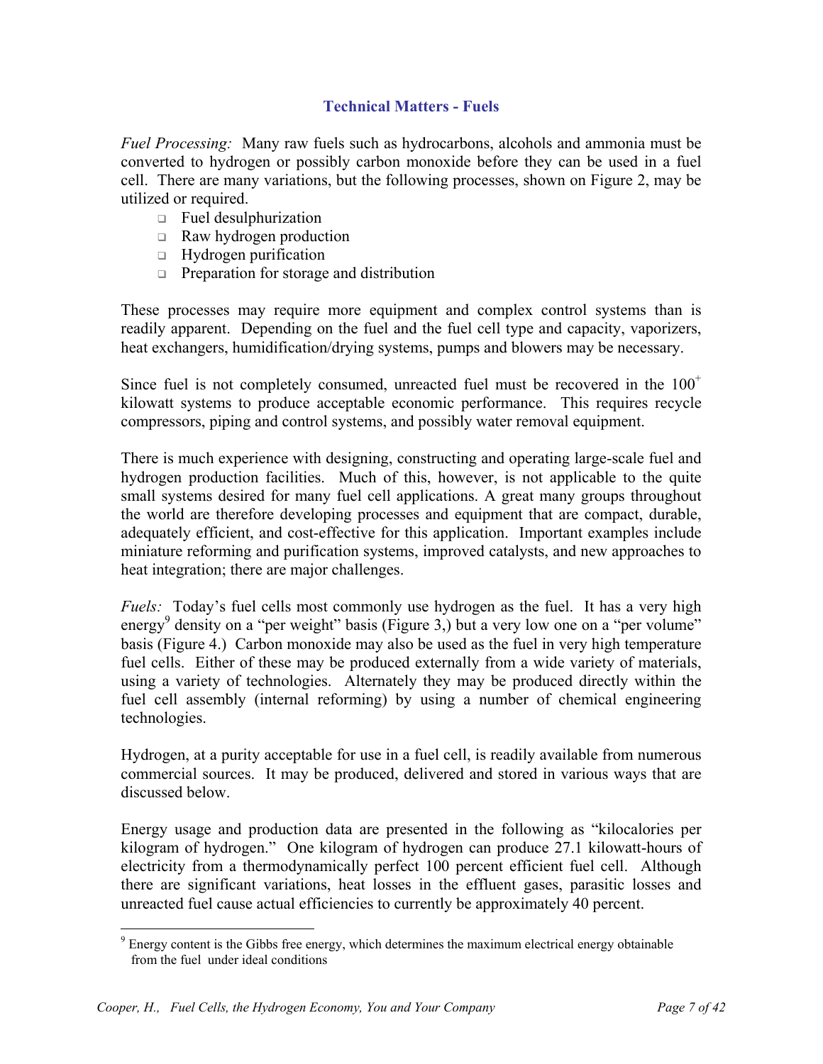## Technical Matters - Fuels

*Fuel Processing:* Many raw fuels such as hydrocarbons, alcohols and ammonia must be converted to hydrogen or possibly carbon monoxide before they can be used in a fuel cell. There are many variations, but the following processes, shown on Figure 2, may be utilized or required.

- Fuel desulphurization
- Raw hydrogen production
- Hydrogen purification
- Preparation for storage and distribution

These processes may require more equipment and complex control systems than is readily apparent. Depending on the fuel and the fuel cell type and capacity, vaporizers, heat exchangers, humidification/drying systems, pumps and blowers may be necessary.

Since fuel is not completely consumed, unreacted fuel must be recovered in the $100^+$ kilowatt systems to produce acceptable economic performance. This requires recycle compressors, piping and control systems, and possibly water removal equipment.

There is much experience with designing, constructing and operating large-scale fuel and hydrogen production facilities. Much of this, however, is not applicable to the quite small systems desired for many fuel cell applications. A great many groups throughout the world are therefore developing processes and equipment that are compact, durable, adequately efficient, and cost-effective for this application. Important examples include miniature reforming and purification systems, improved catalysts, and new approaches to heat integration; there are major challenges.

*Fuels:* Today's fuel cells most commonly use hydrogen as the fuel. It has a very high energy[9] density on a "per weight" basis (Figure 3,) but a very low one on a "per volume" basis (Figure 4.) Carbon monoxide may also be used as the fuel in very high temperature fuel cells. Either of these may be produced externally from a wide variety of materials, using a variety of technologies. Alternately they may be produced directly within the fuel cell assembly (internal reforming) by using a number of chemical engineering technologies.

Hydrogen, at a purity acceptable for use in a fuel cell, is readily available from numerous commercial sources. It may be produced, delivered and stored in various ways that are discussed below.

Energy usage and production data are presented in the following as "kilocalories per kilogram of hydrogen." One kilogram of hydrogen can produce 27.1 kilowatt-hours of electricity from a thermodynamically perfect 100 percent efficient fuel cell. Although there are significant variations, heat losses in the effluent gases, parasitic losses and unreacted fuel cause actual efficiencies to currently be approximately 40 percent.

---

[9] Energy content is the Gibbs free energy, which determines the maximum electrical energy obtainable from the fuel under ideal conditions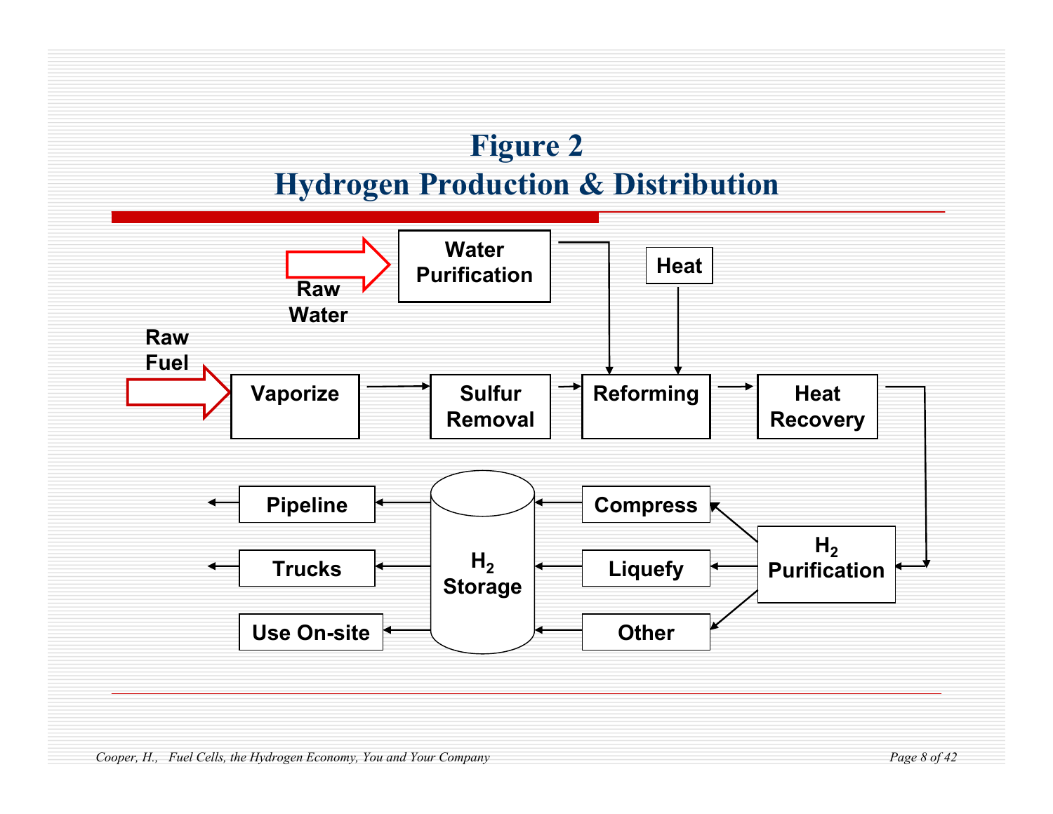# Figure 2
# Hydrogen Production & Distribution

Raw Water → Water Purification → Reforming

Heat → Reforming

Raw Fuel → Vaporize → Sulfur Removal → Reforming → Heat Recovery → $H_2$ Purification

$H_2$ Purification → Compress → $H_2$ Storage

$H_2$ Purification → Liquefy → $H_2$ Storage

$H_2$ Purification → Other → $H_2$ Storage

$H_2$ Storage → Pipeline →

$H_2$ Storage → Trucks →

$H_2$ Storage → Use On-site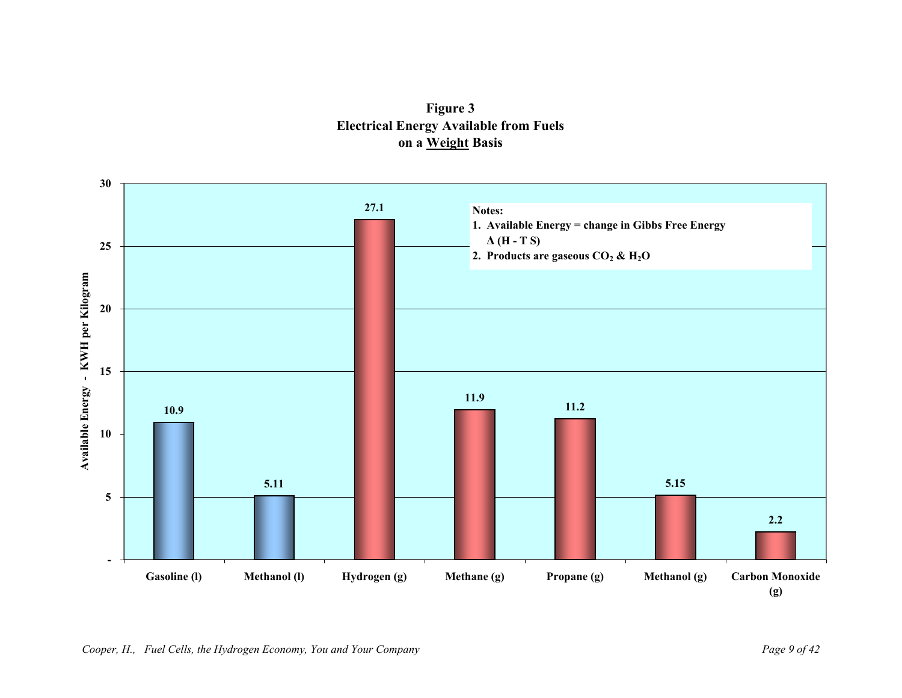**Figure 3**
**Electrical Energy Available from Fuels**
**on a Weight Basis**

| Fuel | Available Energy - KWH per Kilogram |
|---|---|
| Gasoline (l) | 10.9 |
| Methanol (l) | 5.11 |
| Hydrogen (g) | 27.1 |
| Methane (g) | 11.9 |
| Propane (g) | 11.2 |
| Methanol (g) | 5.15 |
| Carbon Monoxide (g) | 2.2 |

**Notes:**
1. **Available Energy = change in Gibbs Free Energy $\Delta$ (H - T S)**
2. **Products are gaseous $CO_2$ & $H_2O$**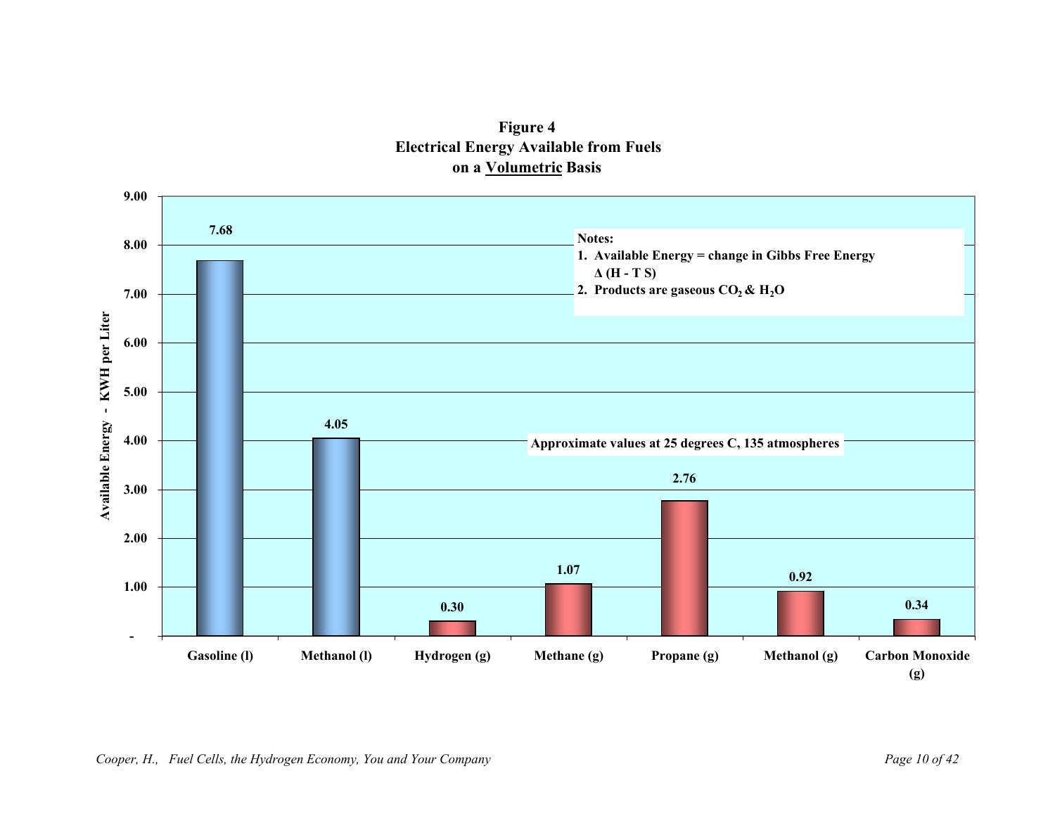**Figure 4**
**Electrical Energy Available from Fuels**
**on a Volumetric Basis**

| Fuel | Available Energy - KWH per Liter |
| --- | --- |
| Gasoline (l) | 7.68 |
| Methanol (l) | 4.05 |
| Hydrogen (g) | 0.30 |
| Methane (g) | 1.07 |
| Propane (g) | 2.76 |
| Methanol (g) | 0.92 |
| Carbon Monoxide (g) | 0.34 |

**Notes:**
1. Available Energy = change in Gibbs Free Energy $\Delta$ (H - T S)
2. Products are gaseous $CO_2$ & $H_2O$

Approximate values at 25 degrees C, 135 atmospheres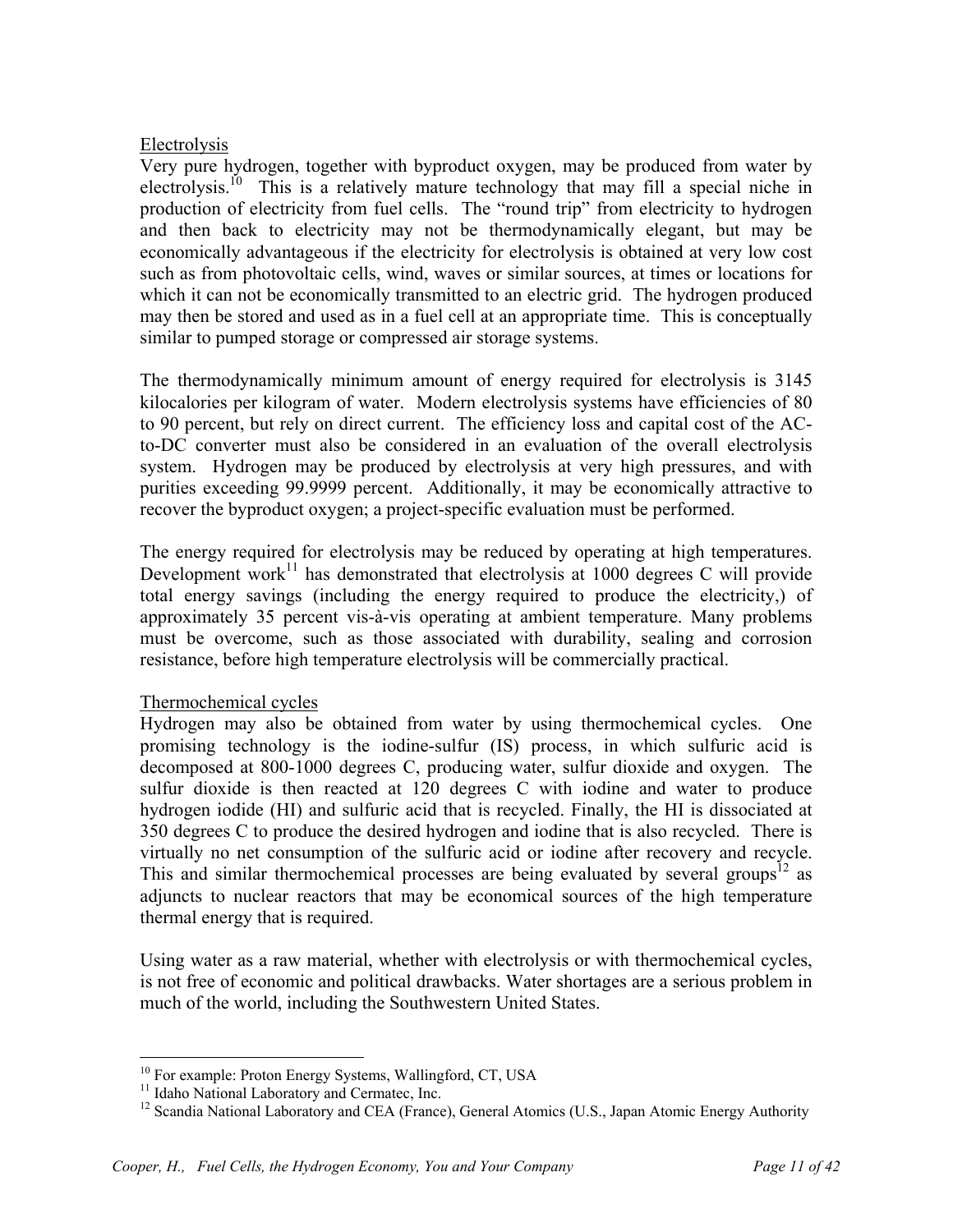Electrolysis

Very pure hydrogen, together with byproduct oxygen, may be produced from water by electrolysis.[10] This is a relatively mature technology that may fill a special niche in production of electricity from fuel cells. The "round trip" from electricity to hydrogen and then back to electricity may not be thermodynamically elegant, but may be economically advantageous if the electricity for electrolysis is obtained at very low cost such as from photovoltaic cells, wind, waves or similar sources, at times or locations for which it can not be economically transmitted to an electric grid. The hydrogen produced may then be stored and used as in a fuel cell at an appropriate time. This is conceptually similar to pumped storage or compressed air storage systems.

The thermodynamically minimum amount of energy required for electrolysis is 3145 kilocalories per kilogram of water. Modern electrolysis systems have efficiencies of 80 to 90 percent, but rely on direct current. The efficiency loss and capital cost of the AC-to-DC converter must also be considered in an evaluation of the overall electrolysis system. Hydrogen may be produced by electrolysis at very high pressures, and with purities exceeding 99.9999 percent. Additionally, it may be economically attractive to recover the byproduct oxygen; a project-specific evaluation must be performed.

The energy required for electrolysis may be reduced by operating at high temperatures. Development work[11] has demonstrated that electrolysis at 1000 degrees C will provide total energy savings (including the energy required to produce the electricity,) of approximately 35 percent vis-à-vis operating at ambient temperature. Many problems must be overcome, such as those associated with durability, sealing and corrosion resistance, before high temperature electrolysis will be commercially practical.

Thermochemical cycles

Hydrogen may also be obtained from water by using thermochemical cycles. One promising technology is the iodine-sulfur (IS) process, in which sulfuric acid is decomposed at 800-1000 degrees C, producing water, sulfur dioxide and oxygen. The sulfur dioxide is then reacted at 120 degrees C with iodine and water to produce hydrogen iodide (HI) and sulfuric acid that is recycled. Finally, the HI is dissociated at 350 degrees C to produce the desired hydrogen and iodine that is also recycled. There is virtually no net consumption of the sulfuric acid or iodine after recovery and recycle. This and similar thermochemical processes are being evaluated by several groups[12] as adjuncts to nuclear reactors that may be economical sources of the high temperature thermal energy that is required.

Using water as a raw material, whether with electrolysis or with thermochemical cycles, is not free of economic and political drawbacks. Water shortages are a serious problem in much of the world, including the Southwestern United States.

---

[10] For example: Proton Energy Systems, Wallingford, CT, USA

[11] Idaho National Laboratory and Cermatec, Inc.

[12] Scandia National Laboratory and CEA (France), General Atomics (U.S., Japan Atomic Energy Authority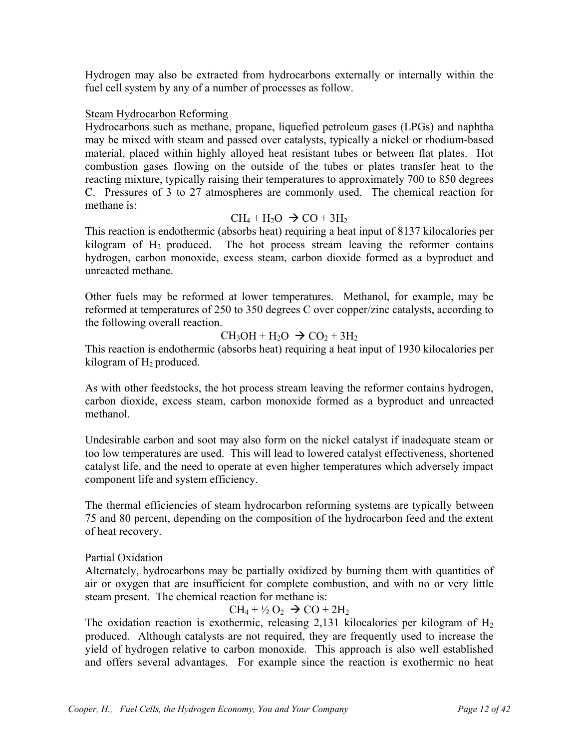Hydrogen may also be extracted from hydrocarbons externally or internally within the fuel cell system by any of a number of processes as follow.

<u>Steam Hydrocarbon Reforming</u>

Hydrocarbons such as methane, propane, liquefied petroleum gases (LPGs) and naphtha may be mixed with steam and passed over catalysts, typically a nickel or rhodium-based material, placed within highly alloyed heat resistant tubes or between flat plates. Hot combustion gases flowing on the outside of the tubes or plates transfer heat to the reacting mixture, typically raising their temperatures to approximately 700 to 850 degrees C. Pressures of 3 to 27 atmospheres are commonly used. The chemical reaction for methane is:

$$CH_4 + H_2O \rightarrow CO + 3H_2$$

This reaction is endothermic (absorbs heat) requiring a heat input of 8137 kilocalories per kilogram of $H_2$ produced. The hot process stream leaving the reformer contains hydrogen, carbon monoxide, excess steam, carbon dioxide formed as a byproduct and unreacted methane.

Other fuels may be reformed at lower temperatures. Methanol, for example, may be reformed at temperatures of 250 to 350 degrees C over copper/zinc catalysts, according to the following overall reaction.

$$CH_3OH + H_2O \rightarrow CO_2 + 3H_2$$

This reaction is endothermic (absorbs heat) requiring a heat input of 1930 kilocalories per kilogram of $H_2$ produced.

As with other feedstocks, the hot process stream leaving the reformer contains hydrogen, carbon dioxide, excess steam, carbon monoxide formed as a byproduct and unreacted methanol.

Undesirable carbon and soot may also form on the nickel catalyst if inadequate steam or too low temperatures are used. This will lead to lowered catalyst effectiveness, shortened catalyst life, and the need to operate at even higher temperatures which adversely impact component life and system efficiency.

The thermal efficiencies of steam hydrocarbon reforming systems are typically between 75 and 80 percent, depending on the composition of the hydrocarbon feed and the extent of heat recovery.

<u>Partial Oxidation</u>

Alternately, hydrocarbons may be partially oxidized by burning them with quantities of air or oxygen that are insufficient for complete combustion, and with no or very little steam present. The chemical reaction for methane is:

$$CH_4 + \tfrac{1}{2} O_2 \rightarrow CO + 2H_2$$

The oxidation reaction is exothermic, releasing 2,131 kilocalories per kilogram of $H_2$ produced. Although catalysts are not required, they are frequently used to increase the yield of hydrogen relative to carbon monoxide. This approach is also well established and offers several advantages. For example since the reaction is exothermic no heat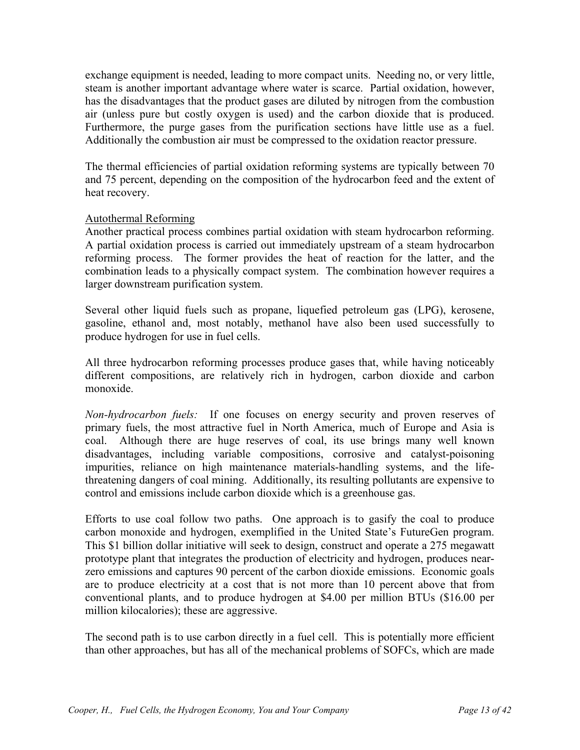exchange equipment is needed, leading to more compact units. Needing no, or very little, steam is another important advantage where water is scarce. Partial oxidation, however, has the disadvantages that the product gases are diluted by nitrogen from the combustion air (unless pure but costly oxygen is used) and the carbon dioxide that is produced. Furthermore, the purge gases from the purification sections have little use as a fuel. Additionally the combustion air must be compressed to the oxidation reactor pressure.

The thermal efficiencies of partial oxidation reforming systems are typically between 70 and 75 percent, depending on the composition of the hydrocarbon feed and the extent of heat recovery.

Autothermal Reforming

Another practical process combines partial oxidation with steam hydrocarbon reforming. A partial oxidation process is carried out immediately upstream of a steam hydrocarbon reforming process. The former provides the heat of reaction for the latter, and the combination leads to a physically compact system. The combination however requires a larger downstream purification system.

Several other liquid fuels such as propane, liquefied petroleum gas (LPG), kerosene, gasoline, ethanol and, most notably, methanol have also been used successfully to produce hydrogen for use in fuel cells.

All three hydrocarbon reforming processes produce gases that, while having noticeably different compositions, are relatively rich in hydrogen, carbon dioxide and carbon monoxide.

*Non-hydrocarbon fuels:* If one focuses on energy security and proven reserves of primary fuels, the most attractive fuel in North America, much of Europe and Asia is coal. Although there are huge reserves of coal, its use brings many well known disadvantages, including variable compositions, corrosive and catalyst-poisoning impurities, reliance on high maintenance materials-handling systems, and the life-threatening dangers of coal mining. Additionally, its resulting pollutants are expensive to control and emissions include carbon dioxide which is a greenhouse gas.

Efforts to use coal follow two paths. One approach is to gasify the coal to produce carbon monoxide and hydrogen, exemplified in the United State's FutureGen program. This $1 billion dollar initiative will seek to design, construct and operate a 275 megawatt prototype plant that integrates the production of electricity and hydrogen, produces near-zero emissions and captures 90 percent of the carbon dioxide emissions. Economic goals are to produce electricity at a cost that is not more than 10 percent above that from conventional plants, and to produce hydrogen at $4.00 per million BTUs ($16.00 per million kilocalories); these are aggressive.

The second path is to use carbon directly in a fuel cell. This is potentially more efficient than other approaches, but has all of the mechanical problems of SOFCs, which are made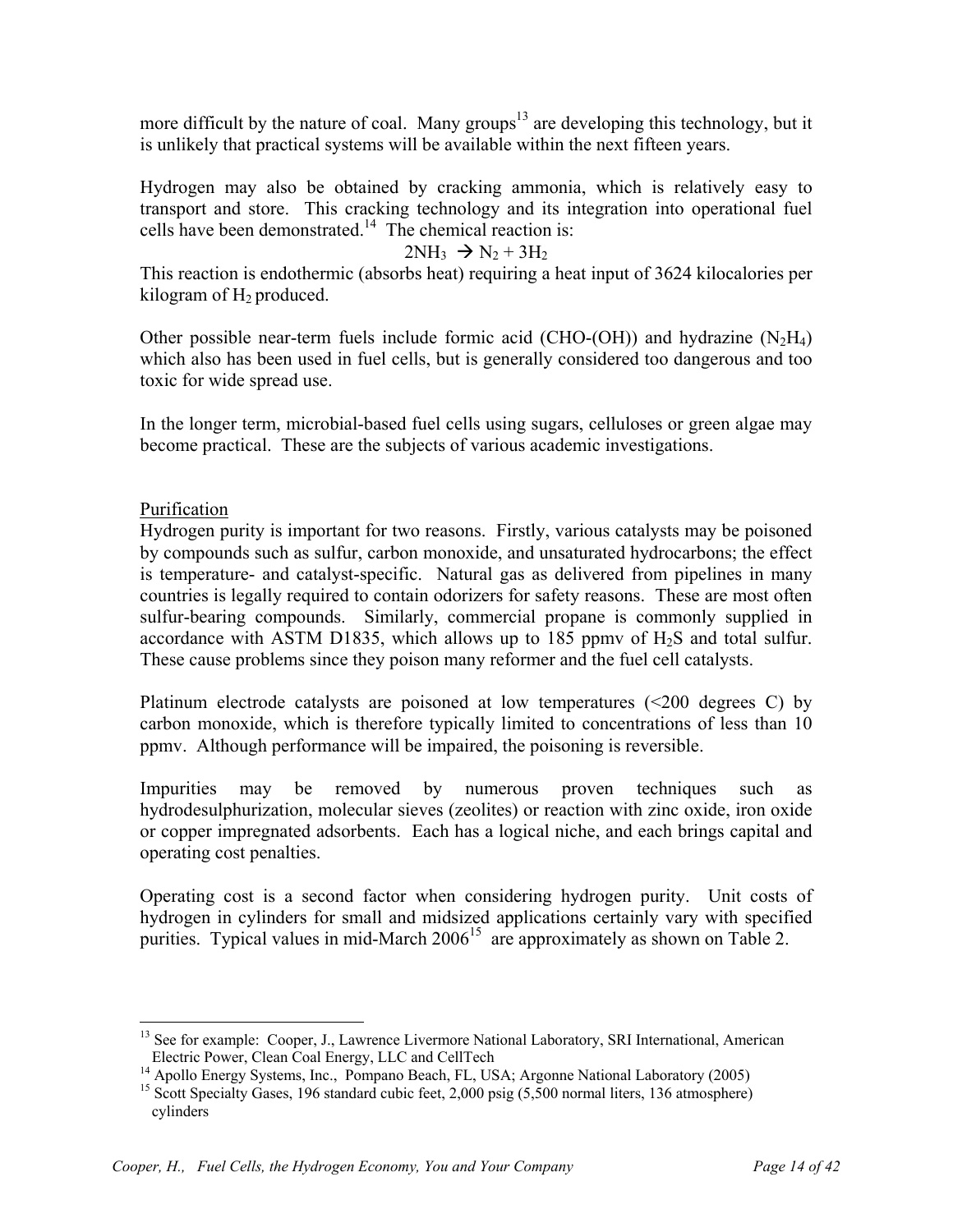more difficult by the nature of coal. Many groups[13] are developing this technology, but it is unlikely that practical systems will be available within the next fifteen years.

Hydrogen may also be obtained by cracking ammonia, which is relatively easy to transport and store. This cracking technology and its integration into operational fuel cells have been demonstrated.[14] The chemical reaction is:

$$2NH_3 \rightarrow N_2 + 3H_2$$

This reaction is endothermic (absorbs heat) requiring a heat input of 3624 kilocalories per kilogram of $H_2$ produced.

Other possible near-term fuels include formic acid (CHO-(OH)) and hydrazine ($N_2H_4$) which also has been used in fuel cells, but is generally considered too dangerous and too toxic for wide spread use.

In the longer term, microbial-based fuel cells using sugars, celluloses or green algae may become practical. These are the subjects of various academic investigations.

## Purification

Hydrogen purity is important for two reasons. Firstly, various catalysts may be poisoned by compounds such as sulfur, carbon monoxide, and unsaturated hydrocarbons; the effect is temperature- and catalyst-specific. Natural gas as delivered from pipelines in many countries is legally required to contain odorizers for safety reasons. These are most often sulfur-bearing compounds. Similarly, commercial propane is commonly supplied in accordance with ASTM D1835, which allows up to 185 ppmv of $H_2S$ and total sulfur. These cause problems since they poison many reformer and the fuel cell catalysts.

Platinum electrode catalysts are poisoned at low temperatures (<200 degrees C) by carbon monoxide, which is therefore typically limited to concentrations of less than 10 ppmv. Although performance will be impaired, the poisoning is reversible.

Impurities may be removed by numerous proven techniques such as hydrodesulphurization, molecular sieves (zeolites) or reaction with zinc oxide, iron oxide or copper impregnated adsorbents. Each has a logical niche, and each brings capital and operating cost penalties.

Operating cost is a second factor when considering hydrogen purity. Unit costs of hydrogen in cylinders for small and midsized applications certainly vary with specified purities. Typical values in mid-March 2006[15] are approximately as shown on Table 2.

---

[13] See for example: Cooper, J., Lawrence Livermore National Laboratory, SRI International, American Electric Power, Clean Coal Energy, LLC and CellTech

[14] Apollo Energy Systems, Inc., Pompano Beach, FL, USA; Argonne National Laboratory (2005)

[15] Scott Specialty Gases, 196 standard cubic feet, 2,000 psig (5,500 normal liters, 136 atmosphere) cylinders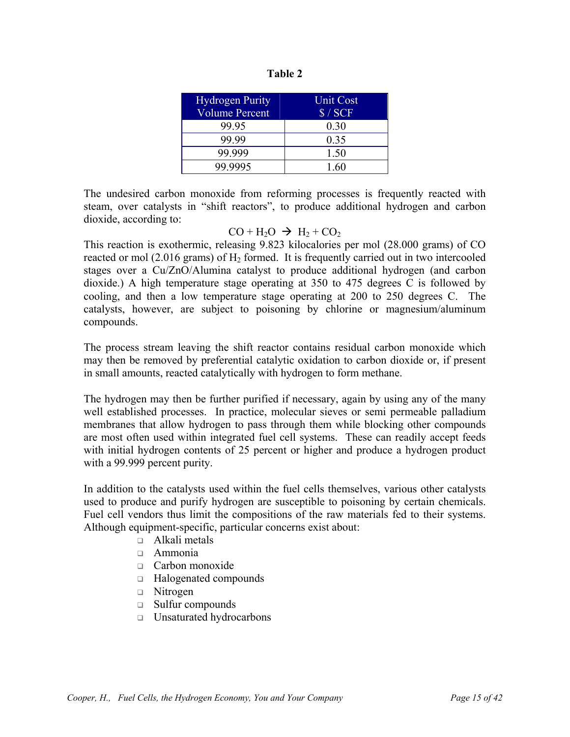**Table 2**

| Hydrogen Purity Volume Percent | Unit Cost $ / SCF |
|---|---|
| 99.95 | 0.30 |
| 99.99 | 0.35 |
| 99.999 | 1.50 |
| 99.9995 | 1.60 |

The undesired carbon monoxide from reforming processes is frequently reacted with steam, over catalysts in "shift reactors", to produce additional hydrogen and carbon dioxide, according to:

$$CO + H_2O \rightarrow H_2 + CO_2$$

This reaction is exothermic, releasing 9.823 kilocalories per mol (28.000 grams) of CO reacted or mol (2.016 grams) of $H_2$ formed. It is frequently carried out in two intercooled stages over a Cu/ZnO/Alumina catalyst to produce additional hydrogen (and carbon dioxide.) A high temperature stage operating at 350 to 475 degrees C is followed by cooling, and then a low temperature stage operating at 200 to 250 degrees C. The catalysts, however, are subject to poisoning by chlorine or magnesium/aluminum compounds.

The process stream leaving the shift reactor contains residual carbon monoxide which may then be removed by preferential catalytic oxidation to carbon dioxide or, if present in small amounts, reacted catalytically with hydrogen to form methane.

The hydrogen may then be further purified if necessary, again by using any of the many well established processes. In practice, molecular sieves or semi permeable palladium membranes that allow hydrogen to pass through them while blocking other compounds are most often used within integrated fuel cell systems. These can readily accept feeds with initial hydrogen contents of 25 percent or higher and produce a hydrogen product with a 99.999 percent purity.

In addition to the catalysts used within the fuel cells themselves, various other catalysts used to produce and purify hydrogen are susceptible to poisoning by certain chemicals. Fuel cell vendors thus limit the compositions of the raw materials fed to their systems. Although equipment-specific, particular concerns exist about:

- Alkali metals
- Ammonia
- Carbon monoxide
- Halogenated compounds
- Nitrogen
- Sulfur compounds
- Unsaturated hydrocarbons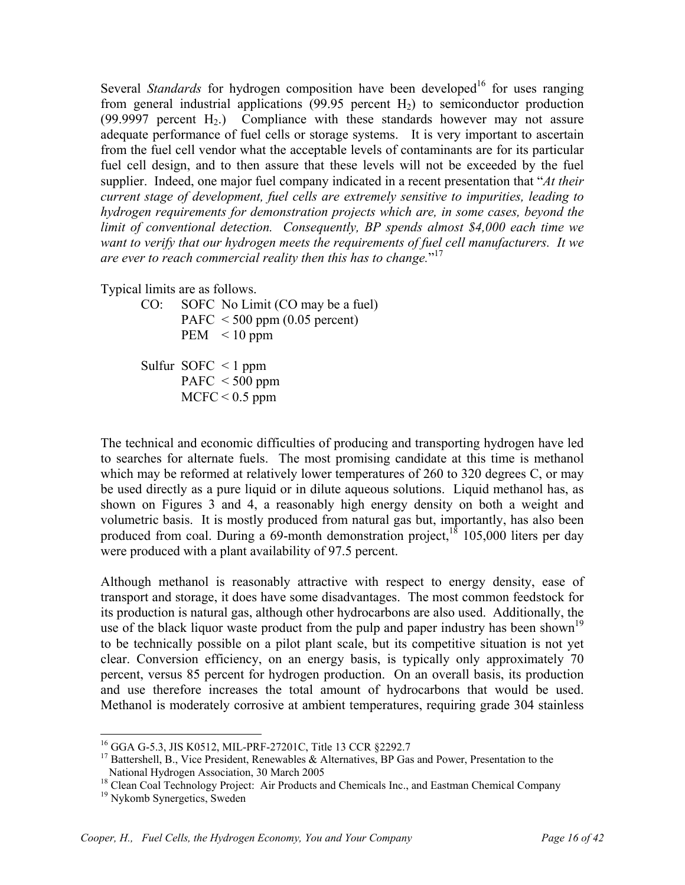Several *Standards* for hydrogen composition have been developed[16] for uses ranging from general industrial applications (99.95 percent $H_2$) to semiconductor production (99.9997 percent $H_2$.) Compliance with these standards however may not assure adequate performance of fuel cells or storage systems. It is very important to ascertain from the fuel cell vendor what the acceptable levels of contaminants are for its particular fuel cell design, and to then assure that these levels will not be exceeded by the fuel supplier. Indeed, one major fuel company indicated in a recent presentation that "*At their current stage of development, fuel cells are extremely sensitive to impurities, leading to hydrogen requirements for demonstration projects which are, in some cases, beyond the limit of conventional detection. Consequently, BP spends almost $4,000 each time we want to verify that our hydrogen meets the requirements of fuel cell manufacturers. It we are ever to reach commercial reality then this has to change.*"[17]

Typical limits are as follows.

CO: SOFC No Limit (CO may be a fuel)
PAFC < 500 ppm (0.05 percent)
PEM < 10 ppm

Sulfur SOFC < 1 ppm
PAFC < 500 ppm
MCFC < 0.5 ppm

The technical and economic difficulties of producing and transporting hydrogen have led to searches for alternate fuels. The most promising candidate at this time is methanol which may be reformed at relatively lower temperatures of 260 to 320 degrees C, or may be used directly as a pure liquid or in dilute aqueous solutions. Liquid methanol has, as shown on Figures 3 and 4, a reasonably high energy density on both a weight and volumetric basis. It is mostly produced from natural gas but, importantly, has also been produced from coal. During a 69-month demonstration project,[18] 105,000 liters per day were produced with a plant availability of 97.5 percent.

Although methanol is reasonably attractive with respect to energy density, ease of transport and storage, it does have some disadvantages. The most common feedstock for its production is natural gas, although other hydrocarbons are also used. Additionally, the use of the black liquor waste product from the pulp and paper industry has been shown[19] to be technically possible on a pilot plant scale, but its competitive situation is not yet clear. Conversion efficiency, on an energy basis, is typically only approximately 70 percent, versus 85 percent for hydrogen production. On an overall basis, its production and use therefore increases the total amount of hydrocarbons that would be used. Methanol is moderately corrosive at ambient temperatures, requiring grade 304 stainless

---

[16] GGA G-5.3, JIS K0512, MIL-PRF-27201C, Title 13 CCR §2292.7

[17] Battershell, B., Vice President, Renewables & Alternatives, BP Gas and Power, Presentation to the National Hydrogen Association, 30 March 2005

[18] Clean Coal Technology Project: Air Products and Chemicals Inc., and Eastman Chemical Company

[19] Nykomb Synergetics, Sweden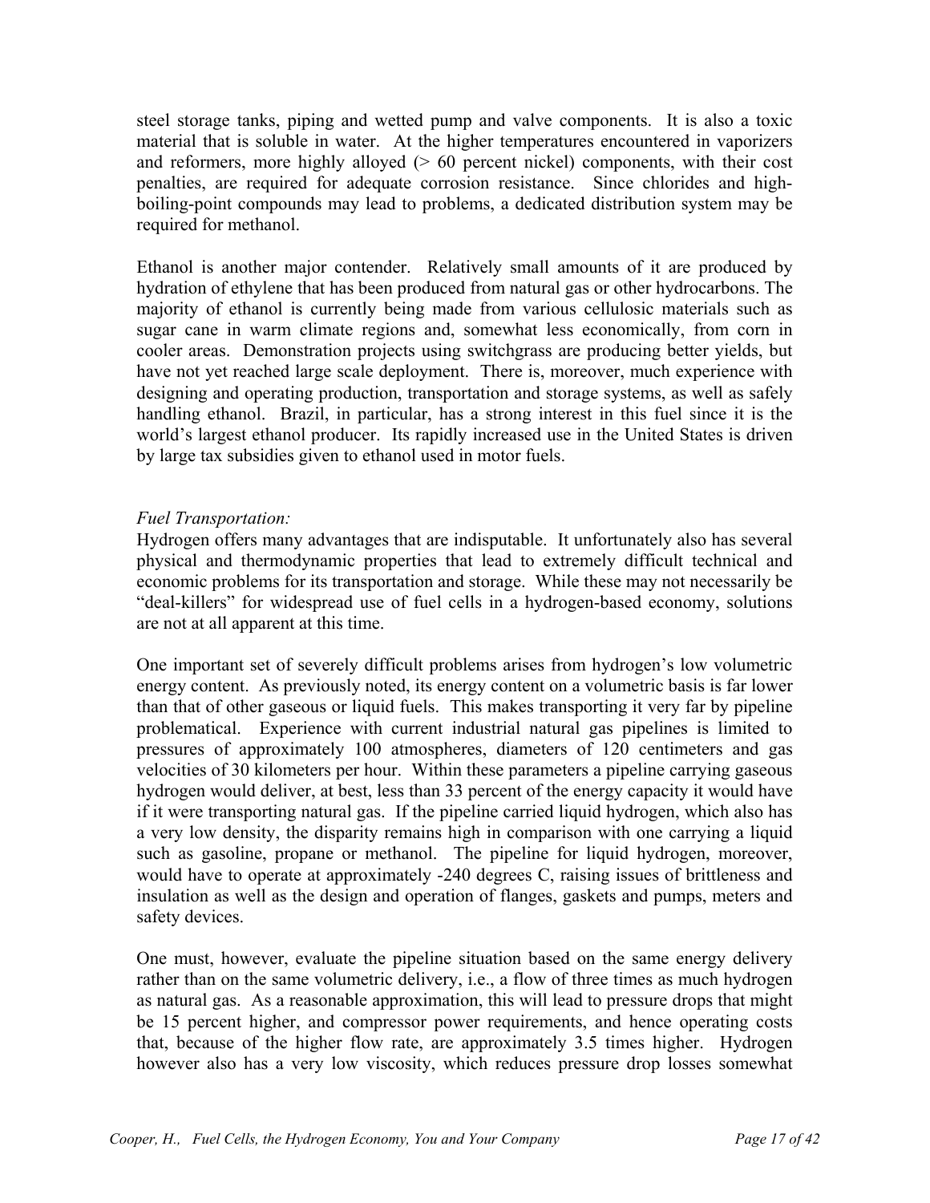steel storage tanks, piping and wetted pump and valve components. It is also a toxic material that is soluble in water. At the higher temperatures encountered in vaporizers and reformers, more highly alloyed (> 60 percent nickel) components, with their cost penalties, are required for adequate corrosion resistance. Since chlorides and high-boiling-point compounds may lead to problems, a dedicated distribution system may be required for methanol.

Ethanol is another major contender. Relatively small amounts of it are produced by hydration of ethylene that has been produced from natural gas or other hydrocarbons. The majority of ethanol is currently being made from various cellulosic materials such as sugar cane in warm climate regions and, somewhat less economically, from corn in cooler areas. Demonstration projects using switchgrass are producing better yields, but have not yet reached large scale deployment. There is, moreover, much experience with designing and operating production, transportation and storage systems, as well as safely handling ethanol. Brazil, in particular, has a strong interest in this fuel since it is the world's largest ethanol producer. Its rapidly increased use in the United States is driven by large tax subsidies given to ethanol used in motor fuels.

*Fuel Transportation:*

Hydrogen offers many advantages that are indisputable. It unfortunately also has several physical and thermodynamic properties that lead to extremely difficult technical and economic problems for its transportation and storage. While these may not necessarily be "deal-killers" for widespread use of fuel cells in a hydrogen-based economy, solutions are not at all apparent at this time.

One important set of severely difficult problems arises from hydrogen's low volumetric energy content. As previously noted, its energy content on a volumetric basis is far lower than that of other gaseous or liquid fuels. This makes transporting it very far by pipeline problematical. Experience with current industrial natural gas pipelines is limited to pressures of approximately 100 atmospheres, diameters of 120 centimeters and gas velocities of 30 kilometers per hour. Within these parameters a pipeline carrying gaseous hydrogen would deliver, at best, less than 33 percent of the energy capacity it would have if it were transporting natural gas. If the pipeline carried liquid hydrogen, which also has a very low density, the disparity remains high in comparison with one carrying a liquid such as gasoline, propane or methanol. The pipeline for liquid hydrogen, moreover, would have to operate at approximately -240 degrees C, raising issues of brittleness and insulation as well as the design and operation of flanges, gaskets and pumps, meters and safety devices.

One must, however, evaluate the pipeline situation based on the same energy delivery rather than on the same volumetric delivery, i.e., a flow of three times as much hydrogen as natural gas. As a reasonable approximation, this will lead to pressure drops that might be 15 percent higher, and compressor power requirements, and hence operating costs that, because of the higher flow rate, are approximately 3.5 times higher. Hydrogen however also has a very low viscosity, which reduces pressure drop losses somewhat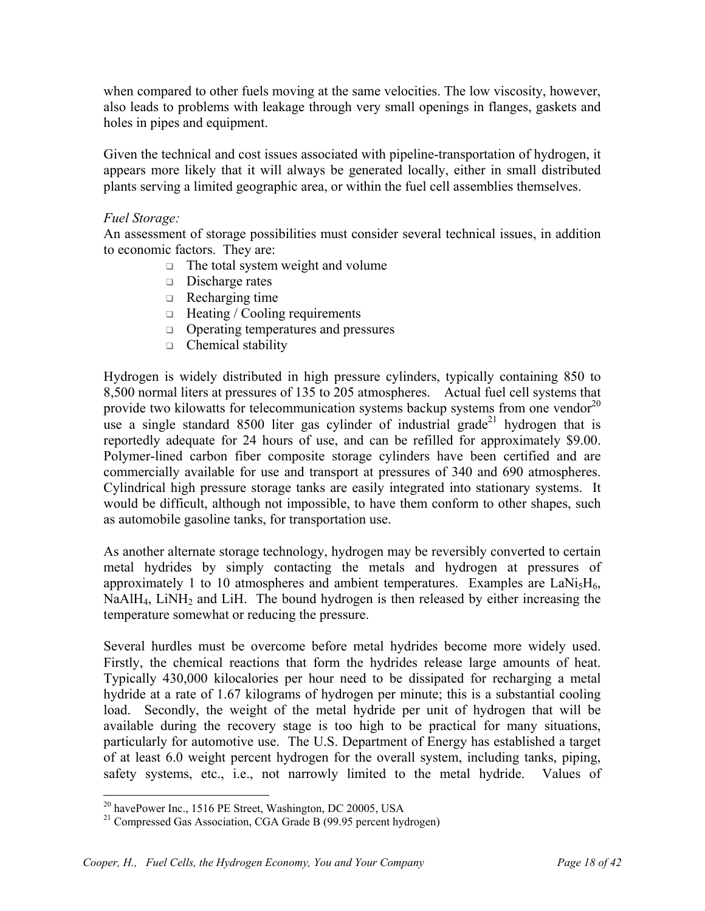when compared to other fuels moving at the same velocities. The low viscosity, however, also leads to problems with leakage through very small openings in flanges, gaskets and holes in pipes and equipment.

Given the technical and cost issues associated with pipeline-transportation of hydrogen, it appears more likely that it will always be generated locally, either in small distributed plants serving a limited geographic area, or within the fuel cell assemblies themselves.

*Fuel Storage:*

An assessment of storage possibilities must consider several technical issues, in addition to economic factors. They are:

- The total system weight and volume
- Discharge rates
- Recharging time
- Heating / Cooling requirements
- Operating temperatures and pressures
- Chemical stability

Hydrogen is widely distributed in high pressure cylinders, typically containing 850 to 8,500 normal liters at pressures of 135 to 205 atmospheres. Actual fuel cell systems that provide two kilowatts for telecommunication systems backup systems from one vendor[20] use a single standard 8500 liter gas cylinder of industrial grade[21] hydrogen that is reportedly adequate for 24 hours of use, and can be refilled for approximately $9.00. Polymer-lined carbon fiber composite storage cylinders have been certified and are commercially available for use and transport at pressures of 340 and 690 atmospheres. Cylindrical high pressure storage tanks are easily integrated into stationary systems. It would be difficult, although not impossible, to have them conform to other shapes, such as automobile gasoline tanks, for transportation use.

As another alternate storage technology, hydrogen may be reversibly converted to certain metal hydrides by simply contacting the metals and hydrogen at pressures of approximately 1 to 10 atmospheres and ambient temperatures. Examples are $LaNi_5H_6$, $NaAlH_4$, $LiNH_2$ and LiH. The bound hydrogen is then released by either increasing the temperature somewhat or reducing the pressure.

Several hurdles must be overcome before metal hydrides become more widely used. Firstly, the chemical reactions that form the hydrides release large amounts of heat. Typically 430,000 kilocalories per hour need to be dissipated for recharging a metal hydride at a rate of 1.67 kilograms of hydrogen per minute; this is a substantial cooling load. Secondly, the weight of the metal hydride per unit of hydrogen that will be available during the recovery stage is too high to be practical for many situations, particularly for automotive use. The U.S. Department of Energy has established a target of at least 6.0 weight percent hydrogen for the overall system, including tanks, piping, safety systems, etc., i.e., not narrowly limited to the metal hydride. Values of

---

[20] havePower Inc., 1516 PE Street, Washington, DC 20005, USA

[21] Compressed Gas Association, CGA Grade B (99.95 percent hydrogen)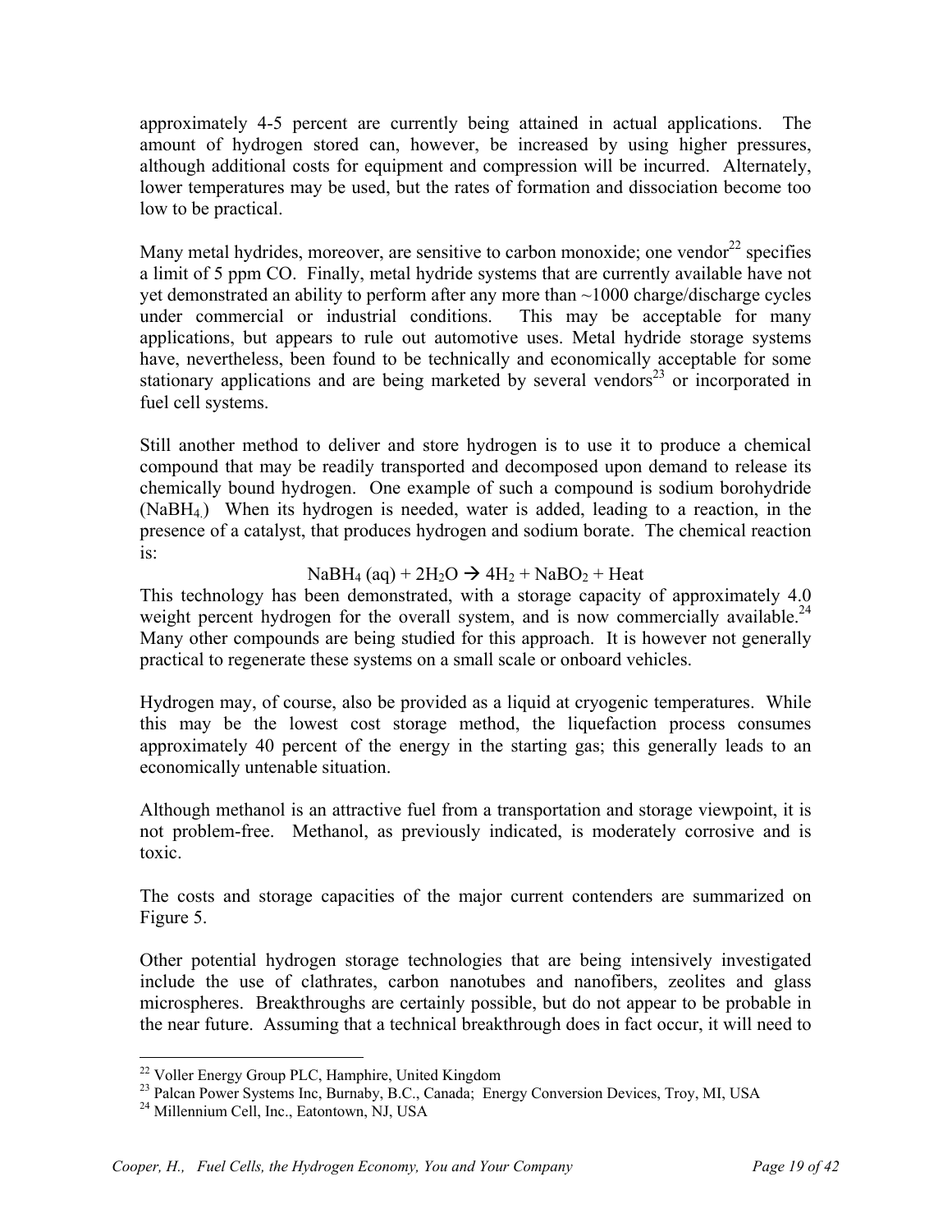approximately 4-5 percent are currently being attained in actual applications. The amount of hydrogen stored can, however, be increased by using higher pressures, although additional costs for equipment and compression will be incurred. Alternately, lower temperatures may be used, but the rates of formation and dissociation become too low to be practical.

Many metal hydrides, moreover, are sensitive to carbon monoxide; one vendor[22] specifies a limit of 5 ppm CO. Finally, metal hydride systems that are currently available have not yet demonstrated an ability to perform after any more than ~1000 charge/discharge cycles under commercial or industrial conditions. This may be acceptable for many applications, but appears to rule out automotive uses. Metal hydride storage systems have, nevertheless, been found to be technically and economically acceptable for some stationary applications and are being marketed by several vendors[23] or incorporated in fuel cell systems.

Still another method to deliver and store hydrogen is to use it to produce a chemical compound that may be readily transported and decomposed upon demand to release its chemically bound hydrogen. One example of such a compound is sodium borohydride ($NaBH_4$.) When its hydrogen is needed, water is added, leading to a reaction, in the presence of a catalyst, that produces hydrogen and sodium borate. The chemical reaction is:

$$NaBH_4\,(aq) + 2H_2O \rightarrow 4H_2 + NaBO_2 + \text{Heat}$$

This technology has been demonstrated, with a storage capacity of approximately 4.0 weight percent hydrogen for the overall system, and is now commercially available.[24] Many other compounds are being studied for this approach. It is however not generally practical to regenerate these systems on a small scale or onboard vehicles.

Hydrogen may, of course, also be provided as a liquid at cryogenic temperatures. While this may be the lowest cost storage method, the liquefaction process consumes approximately 40 percent of the energy in the starting gas; this generally leads to an economically untenable situation.

Although methanol is an attractive fuel from a transportation and storage viewpoint, it is not problem-free. Methanol, as previously indicated, is moderately corrosive and is toxic.

The costs and storage capacities of the major current contenders are summarized on Figure 5.

Other potential hydrogen storage technologies that are being intensively investigated include the use of clathrates, carbon nanotubes and nanofibers, zeolites and glass microspheres. Breakthroughs are certainly possible, but do not appear to be probable in the near future. Assuming that a technical breakthrough does in fact occur, it will need to

---

[22] Voller Energy Group PLC, Hamphire, United Kingdom

[23] Palcan Power Systems Inc, Burnaby, B.C., Canada; Energy Conversion Devices, Troy, MI, USA

[24] Millennium Cell, Inc., Eatontown, NJ, USA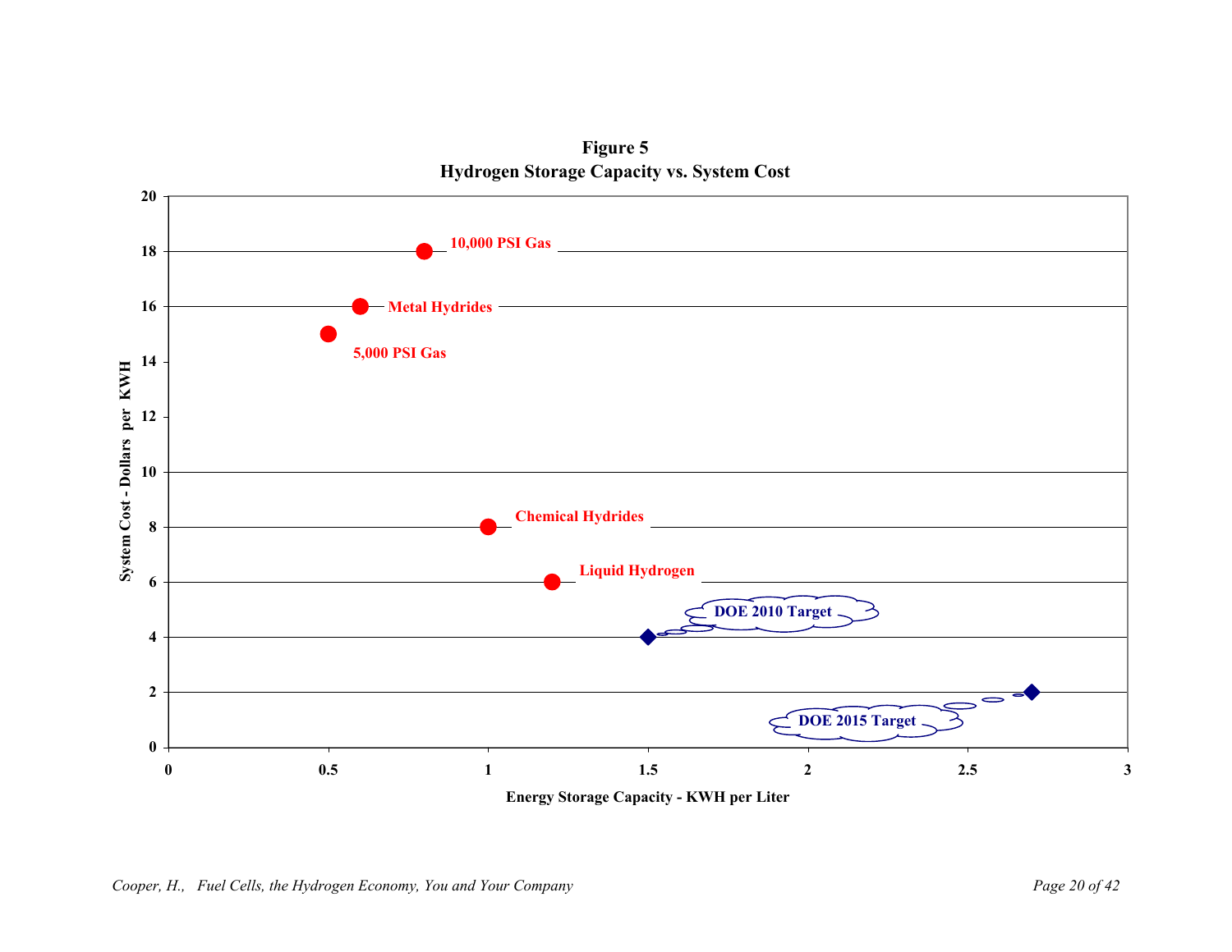**Figure 5**
**Hydrogen Storage Capacity vs. System Cost**

| Storage Method | Energy Storage Capacity - KWH per Liter | System Cost - Dollars per KWH |
|---|---|---|
| 10,000 PSI Gas | 0.8 | 18 |
| Metal Hydrides | 0.6 | 16 |
| 5,000 PSI Gas | 0.5 | 15 |
| Chemical Hydrides | 1 | 8 |
| Liquid Hydrogen | 1.2 | 6 |
| DOE 2010 Target | 1.5 | 4 |
| DOE 2015 Target | 2.7 | 2 |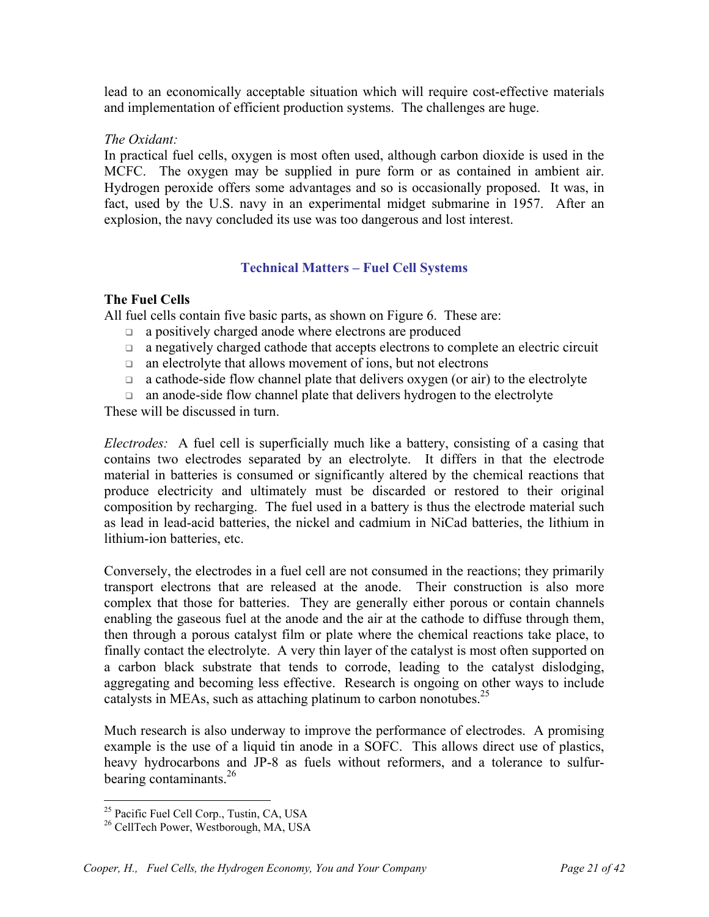lead to an economically acceptable situation which will require cost-effective materials and implementation of efficient production systems. The challenges are huge.

*The Oxidant:*
In practical fuel cells, oxygen is most often used, although carbon dioxide is used in the MCFC. The oxygen may be supplied in pure form or as contained in ambient air. Hydrogen peroxide offers some advantages and so is occasionally proposed. It was, in fact, used by the U.S. navy in an experimental midget submarine in 1957. After an explosion, the navy concluded its use was too dangerous and lost interest.

## Technical Matters – Fuel Cell Systems

### The Fuel Cells

All fuel cells contain five basic parts, as shown on Figure 6. These are:

- a positively charged anode where electrons are produced
- a negatively charged cathode that accepts electrons to complete an electric circuit
- an electrolyte that allows movement of ions, but not electrons
- a cathode-side flow channel plate that delivers oxygen (or air) to the electrolyte
- an anode-side flow channel plate that delivers hydrogen to the electrolyte

These will be discussed in turn.

*Electrodes:* A fuel cell is superficially much like a battery, consisting of a casing that contains two electrodes separated by an electrolyte. It differs in that the electrode material in batteries is consumed or significantly altered by the chemical reactions that produce electricity and ultimately must be discarded or restored to their original composition by recharging. The fuel used in a battery is thus the electrode material such as lead in lead-acid batteries, the nickel and cadmium in NiCad batteries, the lithium in lithium-ion batteries, etc.

Conversely, the electrodes in a fuel cell are not consumed in the reactions; they primarily transport electrons that are released at the anode. Their construction is also more complex that those for batteries. They are generally either porous or contain channels enabling the gaseous fuel at the anode and the air at the cathode to diffuse through them, then through a porous catalyst film or plate where the chemical reactions take place, to finally contact the electrolyte. A very thin layer of the catalyst is most often supported on a carbon black substrate that tends to corrode, leading to the catalyst dislodging, aggregating and becoming less effective. Research is ongoing on other ways to include catalysts in MEAs, such as attaching platinum to carbon nonotubes.[25]

Much research is also underway to improve the performance of electrodes. A promising example is the use of a liquid tin anode in a SOFC. This allows direct use of plastics, heavy hydrocarbons and JP-8 as fuels without reformers, and a tolerance to sulfur-bearing contaminants.[26]

---

[25] Pacific Fuel Cell Corp., Tustin, CA, USA

[26] CellTech Power, Westborough, MA, USA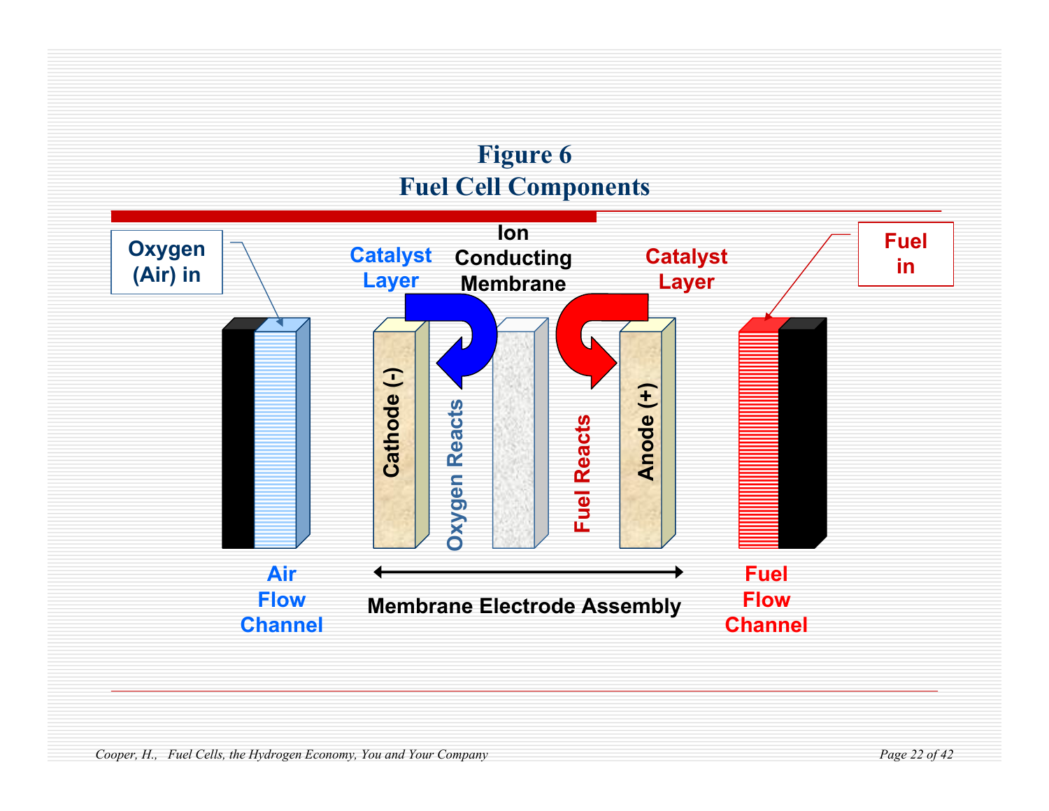# Figure 6
# Fuel Cell Components

Oxygen (Air) in

Catalyst Layer

Ion Conducting Membrane

Catalyst Layer

Fuel in

Cathode (-)

Oxygen Reacts

Fuel Reacts

Anode (+)

Air Flow Channel

Membrane Electrode Assembly

Fuel Flow Channel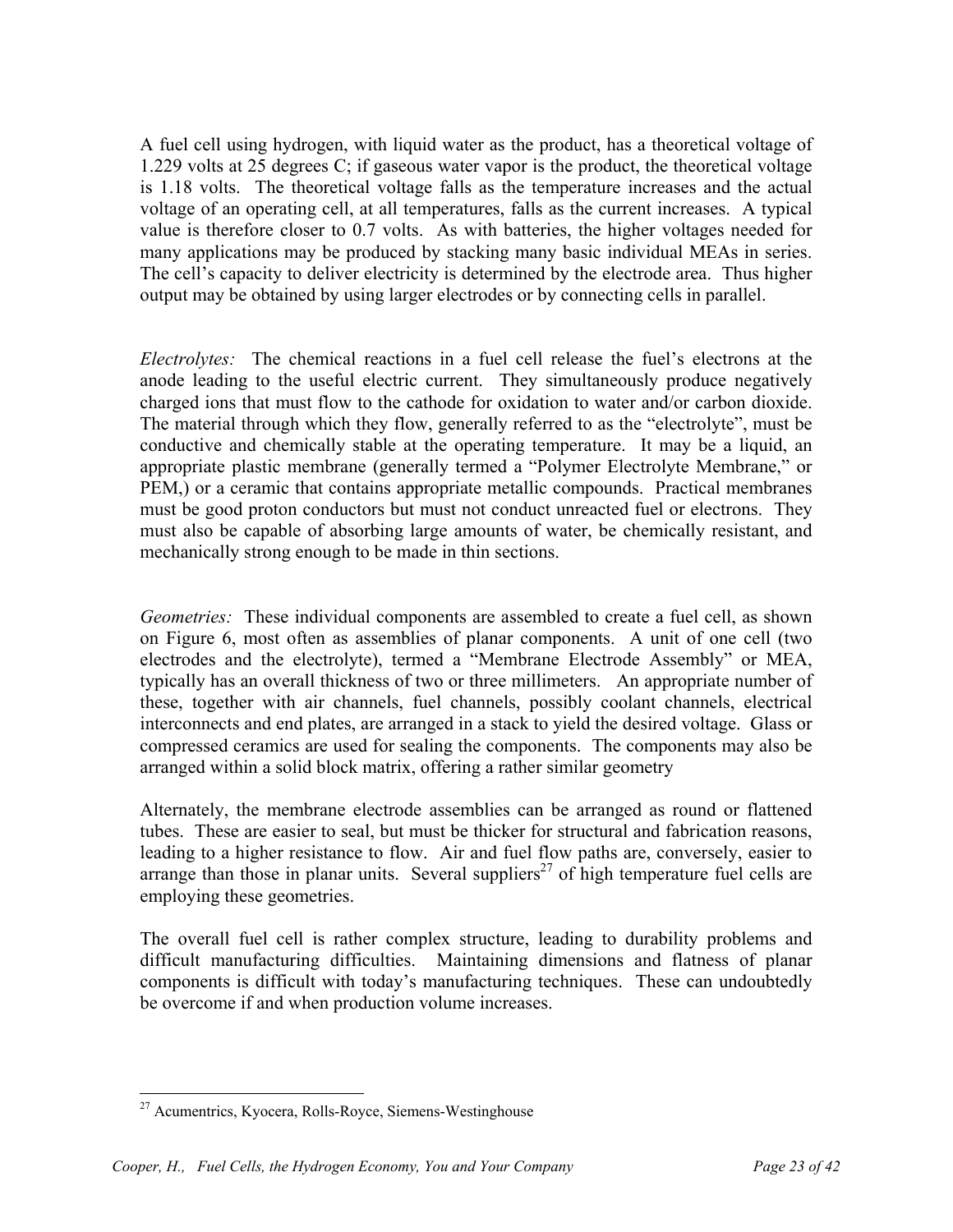A fuel cell using hydrogen, with liquid water as the product, has a theoretical voltage of 1.229 volts at 25 degrees C; if gaseous water vapor is the product, the theoretical voltage is 1.18 volts. The theoretical voltage falls as the temperature increases and the actual voltage of an operating cell, at all temperatures, falls as the current increases. A typical value is therefore closer to 0.7 volts. As with batteries, the higher voltages needed for many applications may be produced by stacking many basic individual MEAs in series. The cell's capacity to deliver electricity is determined by the electrode area. Thus higher output may be obtained by using larger electrodes or by connecting cells in parallel.

*Electrolytes:* The chemical reactions in a fuel cell release the fuel's electrons at the anode leading to the useful electric current. They simultaneously produce negatively charged ions that must flow to the cathode for oxidation to water and/or carbon dioxide. The material through which they flow, generally referred to as the "electrolyte", must be conductive and chemically stable at the operating temperature. It may be a liquid, an appropriate plastic membrane (generally termed a "Polymer Electrolyte Membrane," or PEM,) or a ceramic that contains appropriate metallic compounds. Practical membranes must be good proton conductors but must not conduct unreacted fuel or electrons. They must also be capable of absorbing large amounts of water, be chemically resistant, and mechanically strong enough to be made in thin sections.

*Geometries:* These individual components are assembled to create a fuel cell, as shown on Figure 6, most often as assemblies of planar components. A unit of one cell (two electrodes and the electrolyte), termed a "Membrane Electrode Assembly" or MEA, typically has an overall thickness of two or three millimeters. An appropriate number of these, together with air channels, fuel channels, possibly coolant channels, electrical interconnects and end plates, are arranged in a stack to yield the desired voltage. Glass or compressed ceramics are used for sealing the components. The components may also be arranged within a solid block matrix, offering a rather similar geometry

Alternately, the membrane electrode assemblies can be arranged as round or flattened tubes. These are easier to seal, but must be thicker for structural and fabrication reasons, leading to a higher resistance to flow. Air and fuel flow paths are, conversely, easier to arrange than those in planar units. Several suppliers[27] of high temperature fuel cells are employing these geometries.

The overall fuel cell is rather complex structure, leading to durability problems and difficult manufacturing difficulties. Maintaining dimensions and flatness of planar components is difficult with today's manufacturing techniques. These can undoubtedly be overcome if and when production volume increases.

---

[27] Acumentrics, Kyocera, Rolls-Royce, Siemens-Westinghouse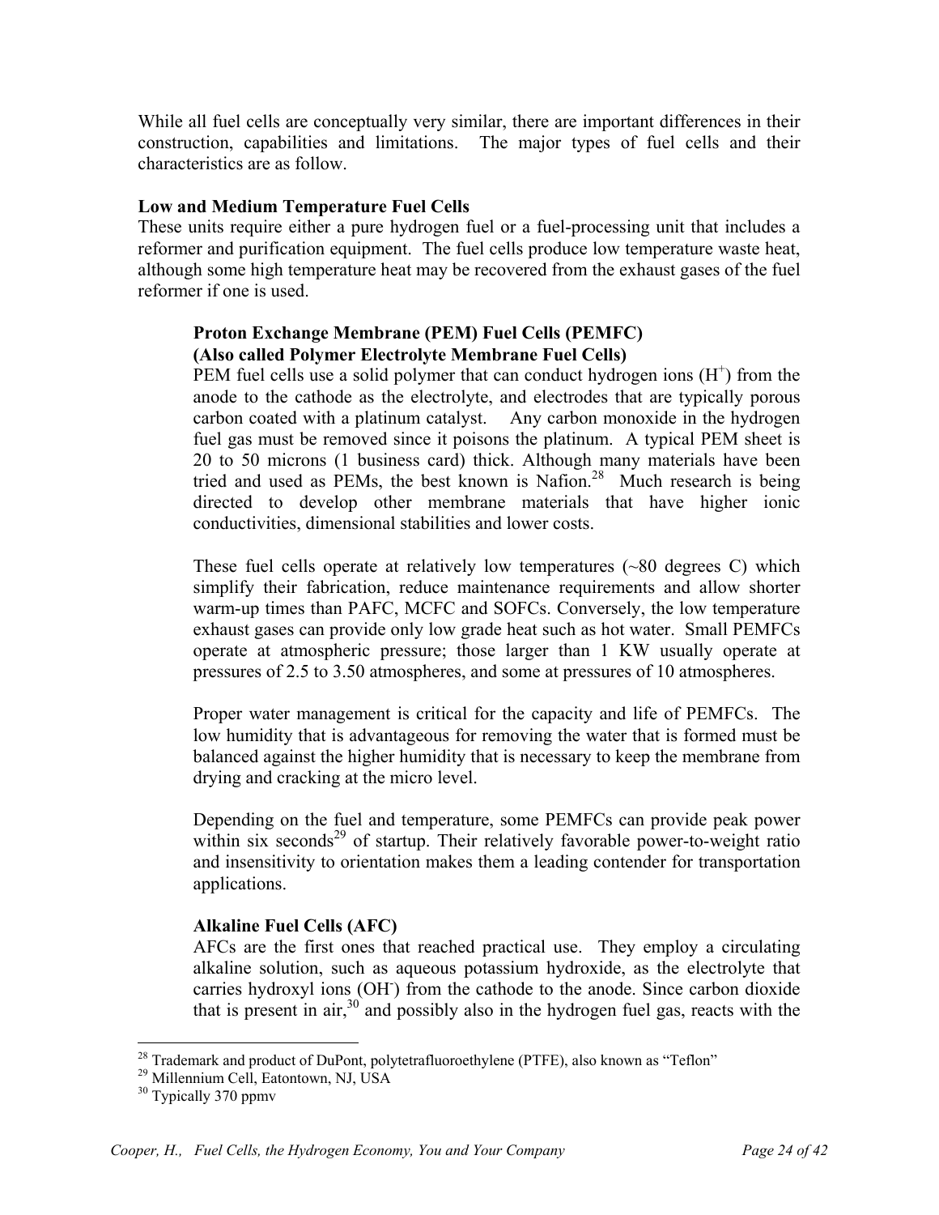While all fuel cells are conceptually very similar, there are important differences in their construction, capabilities and limitations. The major types of fuel cells and their characteristics are as follow.

**Low and Medium Temperature Fuel Cells**

These units require either a pure hydrogen fuel or a fuel-processing unit that includes a reformer and purification equipment. The fuel cells produce low temperature waste heat, although some high temperature heat may be recovered from the exhaust gases of the fuel reformer if one is used.

**Proton Exchange Membrane (PEM) Fuel Cells (PEMFC)**
**(Also called Polymer Electrolyte Membrane Fuel Cells)**

PEM fuel cells use a solid polymer that can conduct hydrogen ions ($H^+$) from the anode to the cathode as the electrolyte, and electrodes that are typically porous carbon coated with a platinum catalyst. Any carbon monoxide in the hydrogen fuel gas must be removed since it poisons the platinum. A typical PEM sheet is 20 to 50 microns (1 business card) thick. Although many materials have been tried and used as PEMs, the best known is Nafion.[28] Much research is being directed to develop other membrane materials that have higher ionic conductivities, dimensional stabilities and lower costs.

These fuel cells operate at relatively low temperatures (~80 degrees C) which simplify their fabrication, reduce maintenance requirements and allow shorter warm-up times than PAFC, MCFC and SOFCs. Conversely, the low temperature exhaust gases can provide only low grade heat such as hot water. Small PEMFCs operate at atmospheric pressure; those larger than 1 KW usually operate at pressures of 2.5 to 3.50 atmospheres, and some at pressures of 10 atmospheres.

Proper water management is critical for the capacity and life of PEMFCs. The low humidity that is advantageous for removing the water that is formed must be balanced against the higher humidity that is necessary to keep the membrane from drying and cracking at the micro level.

Depending on the fuel and temperature, some PEMFCs can provide peak power within six seconds[29] of startup. Their relatively favorable power-to-weight ratio and insensitivity to orientation makes them a leading contender for transportation applications.

**Alkaline Fuel Cells (AFC)**

AFCs are the first ones that reached practical use. They employ a circulating alkaline solution, such as aqueous potassium hydroxide, as the electrolyte that carries hydroxyl ions ($OH^-$) from the cathode to the anode. Since carbon dioxide that is present in air,[30] and possibly also in the hydrogen fuel gas, reacts with the

---

[28] Trademark and product of DuPont, polytetrafluoroethylene (PTFE), also known as "Teflon"

[29] Millennium Cell, Eatontown, NJ, USA

[30] Typically 370 ppmv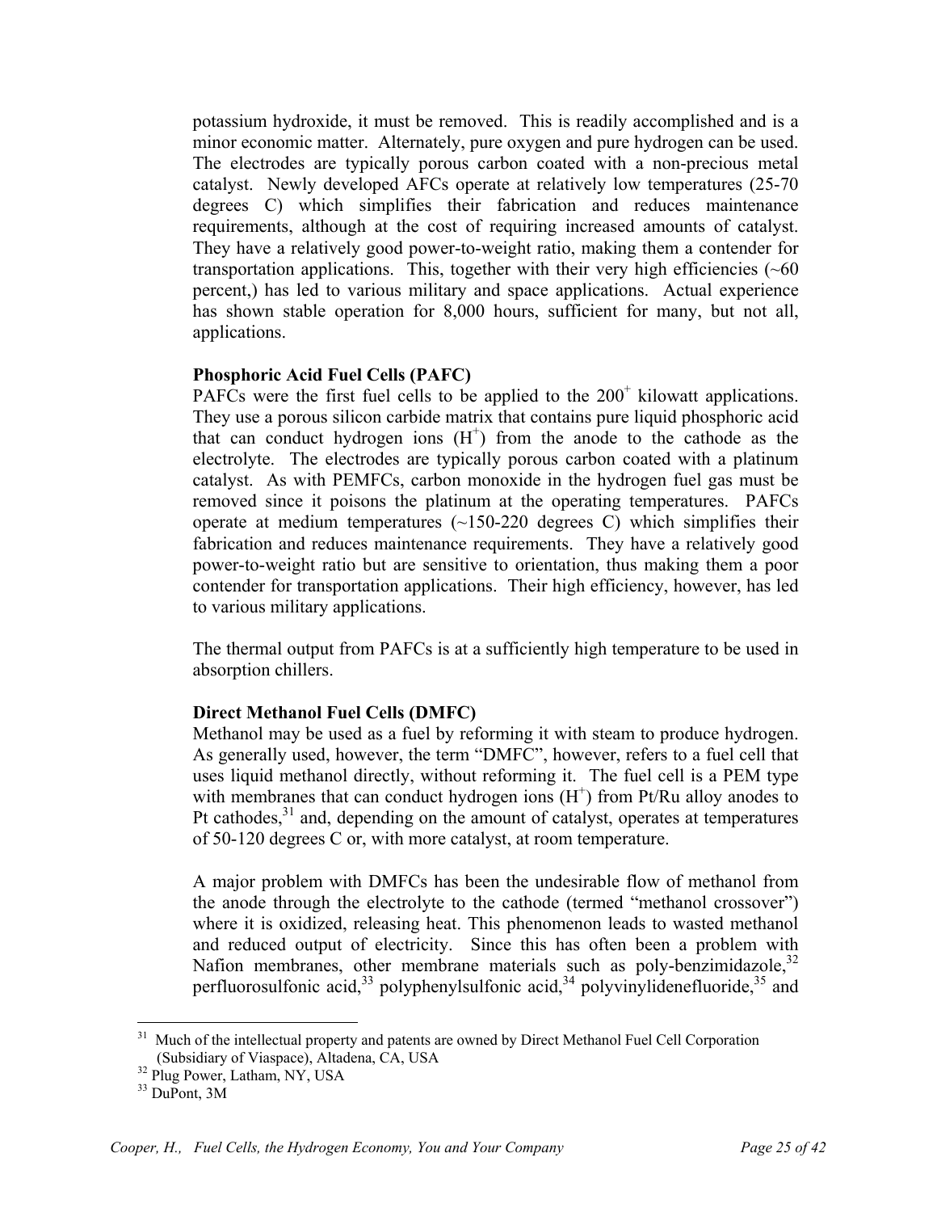potassium hydroxide, it must be removed. This is readily accomplished and is a minor economic matter. Alternately, pure oxygen and pure hydrogen can be used. The electrodes are typically porous carbon coated with a non-precious metal catalyst. Newly developed AFCs operate at relatively low temperatures (25-70 degrees C) which simplifies their fabrication and reduces maintenance requirements, although at the cost of requiring increased amounts of catalyst. They have a relatively good power-to-weight ratio, making them a contender for transportation applications. This, together with their very high efficiencies (~60 percent,) has led to various military and space applications. Actual experience has shown stable operation for 8,000 hours, sufficient for many, but not all, applications.

**Phosphoric Acid Fuel Cells (PAFC)**

PAFCs were the first fuel cells to be applied to the $200^{+}$ kilowatt applications. They use a porous silicon carbide matrix that contains pure liquid phosphoric acid that can conduct hydrogen ions ($H^+$) from the anode to the cathode as the electrolyte. The electrodes are typically porous carbon coated with a platinum catalyst. As with PEMFCs, carbon monoxide in the hydrogen fuel gas must be removed since it poisons the platinum at the operating temperatures. PAFCs operate at medium temperatures (~150-220 degrees C) which simplifies their fabrication and reduces maintenance requirements. They have a relatively good power-to-weight ratio but are sensitive to orientation, thus making them a poor contender for transportation applications. Their high efficiency, however, has led to various military applications.

The thermal output from PAFCs is at a sufficiently high temperature to be used in absorption chillers.

**Direct Methanol Fuel Cells (DMFC)**

Methanol may be used as a fuel by reforming it with steam to produce hydrogen. As generally used, however, the term "DMFC", however, refers to a fuel cell that uses liquid methanol directly, without reforming it. The fuel cell is a PEM type with membranes that can conduct hydrogen ions ($H^+$) from Pt/Ru alloy anodes to Pt cathodes,[31] and, depending on the amount of catalyst, operates at temperatures of 50-120 degrees C or, with more catalyst, at room temperature.

A major problem with DMFCs has been the undesirable flow of methanol from the anode through the electrolyte to the cathode (termed "methanol crossover") where it is oxidized, releasing heat. This phenomenon leads to wasted methanol and reduced output of electricity. Since this has often been a problem with Nafion membranes, other membrane materials such as poly-benzimidazole,[32] perfluorosulfonic acid,[33] polyphenylsulfonic acid,[34] polyvinylidenefluoride,[35] and

[31] Much of the intellectual property and patents are owned by Direct Methanol Fuel Cell Corporation (Subsidiary of Viaspace), Altadena, CA, USA

[32] Plug Power, Latham, NY, USA

[33] DuPont, 3M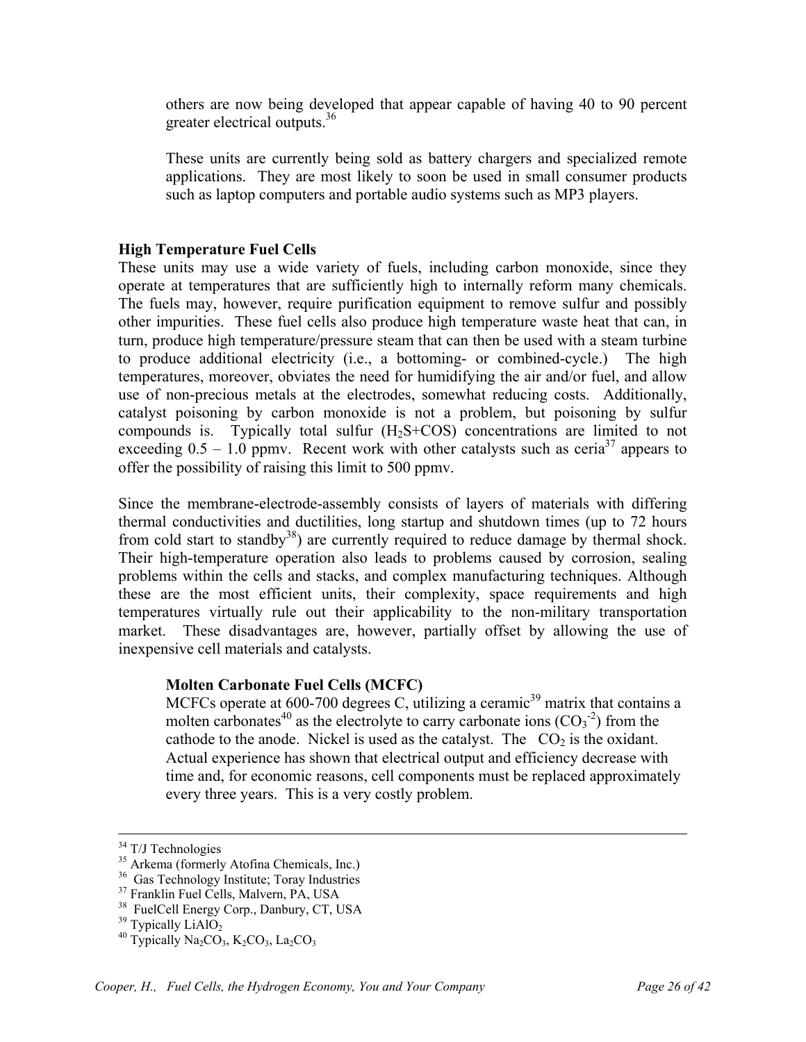others are now being developed that appear capable of having 40 to 90 percent greater electrical outputs.[36]

These units are currently being sold as battery chargers and specialized remote applications. They are most likely to soon be used in small consumer products such as laptop computers and portable audio systems such as MP3 players.

**High Temperature Fuel Cells**

These units may use a wide variety of fuels, including carbon monoxide, since they operate at temperatures that are sufficiently high to internally reform many chemicals. The fuels may, however, require purification equipment to remove sulfur and possibly other impurities. These fuel cells also produce high temperature waste heat that can, in turn, produce high temperature/pressure steam that can then be used with a steam turbine to produce additional electricity (i.e., a bottoming- or combined-cycle.) The high temperatures, moreover, obviates the need for humidifying the air and/or fuel, and allow use of non-precious metals at the electrodes, somewhat reducing costs. Additionally, catalyst poisoning by carbon monoxide is not a problem, but poisoning by sulfur compounds is. Typically total sulfur ($H_2S$+COS) concentrations are limited to not exceeding 0.5 – 1.0 ppmv. Recent work with other catalysts such as ceria[37] appears to offer the possibility of raising this limit to 500 ppmv.

Since the membrane-electrode-assembly consists of layers of materials with differing thermal conductivities and ductilities, long startup and shutdown times (up to 72 hours from cold start to standby[38]) are currently required to reduce damage by thermal shock. Their high-temperature operation also leads to problems caused by corrosion, sealing problems within the cells and stacks, and complex manufacturing techniques. Although these are the most efficient units, their complexity, space requirements and high temperatures virtually rule out their applicability to the non-military transportation market. These disadvantages are, however, partially offset by allowing the use of inexpensive cell materials and catalysts.

**Molten Carbonate Fuel Cells (MCFC)**

MCFCs operate at 600-700 degrees C, utilizing a ceramic[39] matrix that contains a molten carbonates[40] as the electrolyte to carry carbonate ions ($CO_3^{-2}$) from the cathode to the anode. Nickel is used as the catalyst. The $CO_2$ is the oxidant. Actual experience has shown that electrical output and efficiency decrease with time and, for economic reasons, cell components must be replaced approximately every three years. This is a very costly problem.

---

[34] T/J Technologies
[35] Arkema (formerly Atofina Chemicals, Inc.)
[36] Gas Technology Institute; Toray Industries
[37] Franklin Fuel Cells, Malvern, PA, USA
[38] FuelCell Energy Corp., Danbury, CT, USA
[39] Typically $LiAlO_2$
[40] Typically $Na_2CO_3$, $K_2CO_3$, $La_2CO_3$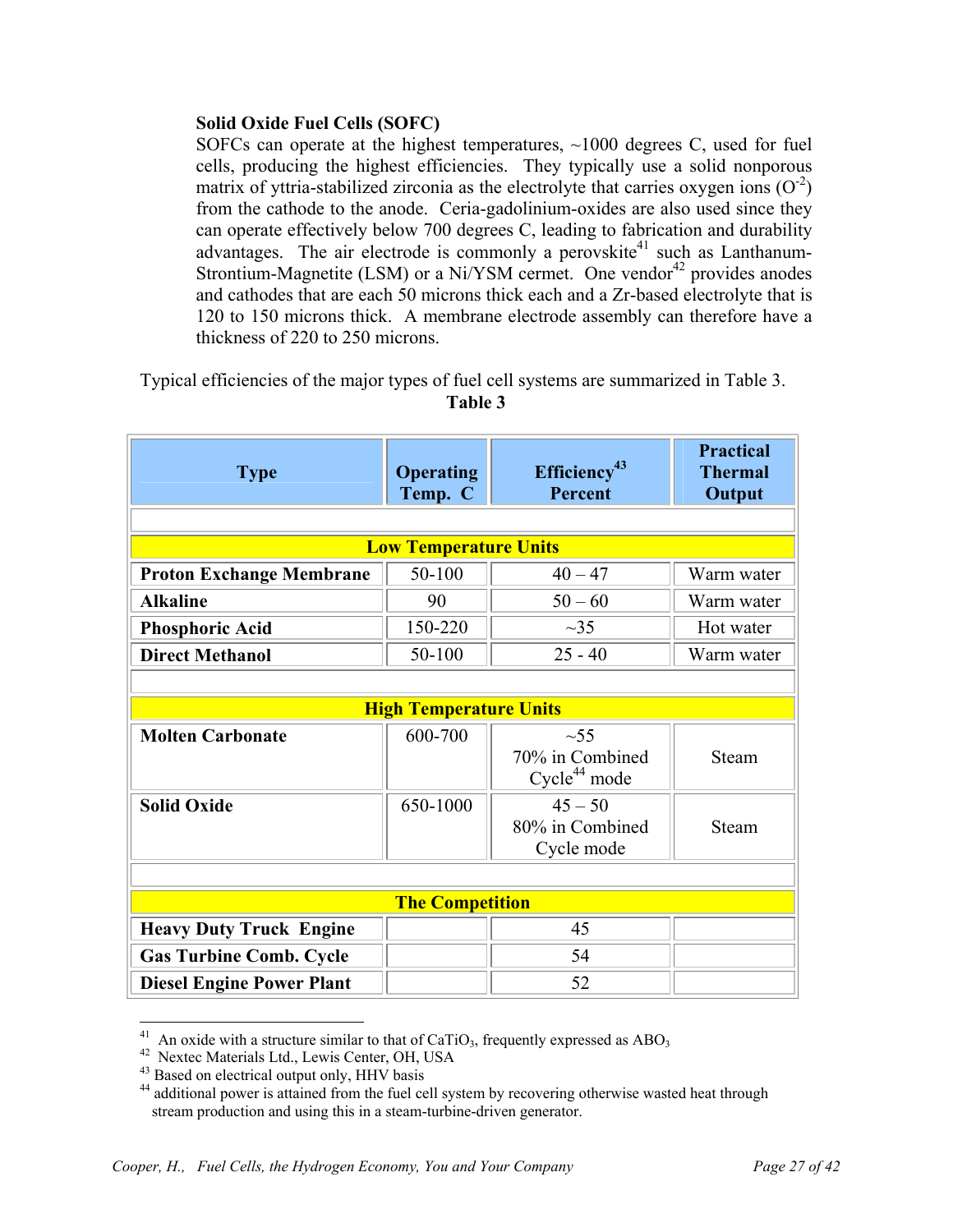**Solid Oxide Fuel Cells (SOFC)**

SOFCs can operate at the highest temperatures, ~1000 degrees C, used for fuel cells, producing the highest efficiencies. They typically use a solid nonporous matrix of yttria-stabilized zirconia as the electrolyte that carries oxygen ions ($O^{-2}$) from the cathode to the anode. Ceria-gadolinium-oxides are also used since they can operate effectively below 700 degrees C, leading to fabrication and durability advantages. The air electrode is commonly a perovskite[41] such as Lanthanum-Strontium-Magnetite (LSM) or a Ni/YSM cermet. One vendor[42] provides anodes and cathodes that are each 50 microns thick each and a Zr-based electrolyte that is 120 to 150 microns thick. A membrane electrode assembly can therefore have a thickness of 220 to 250 microns.

Typical efficiencies of the major types of fuel cell systems are summarized in Table 3.

**Table 3**

| Type | Operating Temp. C | Efficiency[43] Percent | Practical Thermal Output |
|---|---|---|---|
| | | | |
| **Low Temperature Units** | | | |
| **Proton Exchange Membrane** | 50-100 | 40 – 47 | Warm water |
| **Alkaline** | 90 | 50 – 60 | Warm water |
| **Phosphoric Acid** | 150-220 | ~35 | Hot water |
| **Direct Methanol** | 50-100 | 25 - 40 | Warm water |
| | | | |
| **High Temperature Units** | | | |
| **Molten Carbonate** | 600-700 | ~55<br>70% in Combined Cycle[44] mode | Steam |
| **Solid Oxide** | 650-1000 | 45 – 50<br>80% in Combined Cycle mode | Steam |
| | | | |
| **The Competition** | | | |
| **Heavy Duty Truck Engine** | | 45 | |
| **Gas Turbine Comb. Cycle** | | 54 | |
| **Diesel Engine Power Plant** | | 52 | |

---

[41] An oxide with a structure similar to that of $CaTiO_3$, frequently expressed as $ABO_3$

[42] Nextec Materials Ltd., Lewis Center, OH, USA

[43] Based on electrical output only, HHV basis

[44] additional power is attained from the fuel cell system by recovering otherwise wasted heat through stream production and using this in a steam-turbine-driven generator.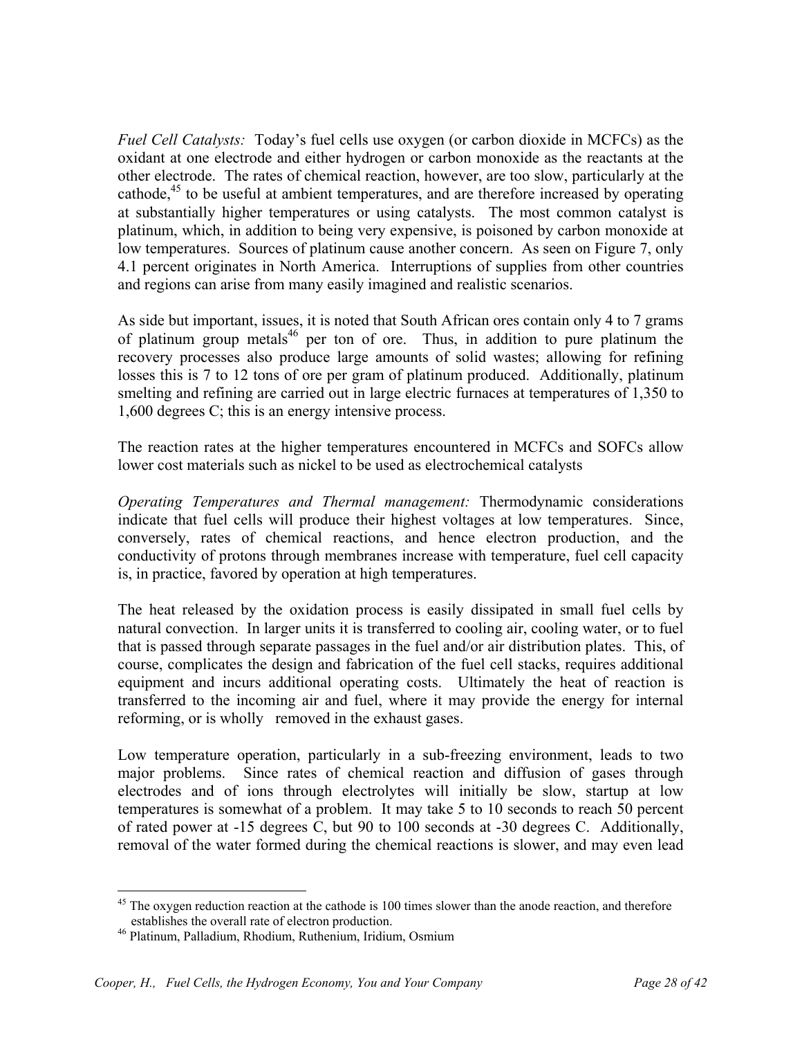*Fuel Cell Catalysts:* Today's fuel cells use oxygen (or carbon dioxide in MCFCs) as the oxidant at one electrode and either hydrogen or carbon monoxide as the reactants at the other electrode. The rates of chemical reaction, however, are too slow, particularly at the cathode,[45] to be useful at ambient temperatures, and are therefore increased by operating at substantially higher temperatures or using catalysts. The most common catalyst is platinum, which, in addition to being very expensive, is poisoned by carbon monoxide at low temperatures. Sources of platinum cause another concern. As seen on Figure 7, only 4.1 percent originates in North America. Interruptions of supplies from other countries and regions can arise from many easily imagined and realistic scenarios.

As side but important, issues, it is noted that South African ores contain only 4 to 7 grams of platinum group metals[46] per ton of ore. Thus, in addition to pure platinum the recovery processes also produce large amounts of solid wastes; allowing for refining losses this is 7 to 12 tons of ore per gram of platinum produced. Additionally, platinum smelting and refining are carried out in large electric furnaces at temperatures of 1,350 to 1,600 degrees C; this is an energy intensive process.

The reaction rates at the higher temperatures encountered in MCFCs and SOFCs allow lower cost materials such as nickel to be used as electrochemical catalysts

*Operating Temperatures and Thermal management:* Thermodynamic considerations indicate that fuel cells will produce their highest voltages at low temperatures. Since, conversely, rates of chemical reactions, and hence electron production, and the conductivity of protons through membranes increase with temperature, fuel cell capacity is, in practice, favored by operation at high temperatures.

The heat released by the oxidation process is easily dissipated in small fuel cells by natural convection. In larger units it is transferred to cooling air, cooling water, or to fuel that is passed through separate passages in the fuel and/or air distribution plates. This, of course, complicates the design and fabrication of the fuel cell stacks, requires additional equipment and incurs additional operating costs. Ultimately the heat of reaction is transferred to the incoming air and fuel, where it may provide the energy for internal reforming, or is wholly removed in the exhaust gases.

Low temperature operation, particularly in a sub-freezing environment, leads to two major problems. Since rates of chemical reaction and diffusion of gases through electrodes and of ions through electrolytes will initially be slow, startup at low temperatures is somewhat of a problem. It may take 5 to 10 seconds to reach 50 percent of rated power at -15 degrees C, but 90 to 100 seconds at -30 degrees C. Additionally, removal of the water formed during the chemical reactions is slower, and may even lead

---

[45] The oxygen reduction reaction at the cathode is 100 times slower than the anode reaction, and therefore establishes the overall rate of electron production.

[46] Platinum, Palladium, Rhodium, Ruthenium, Iridium, Osmium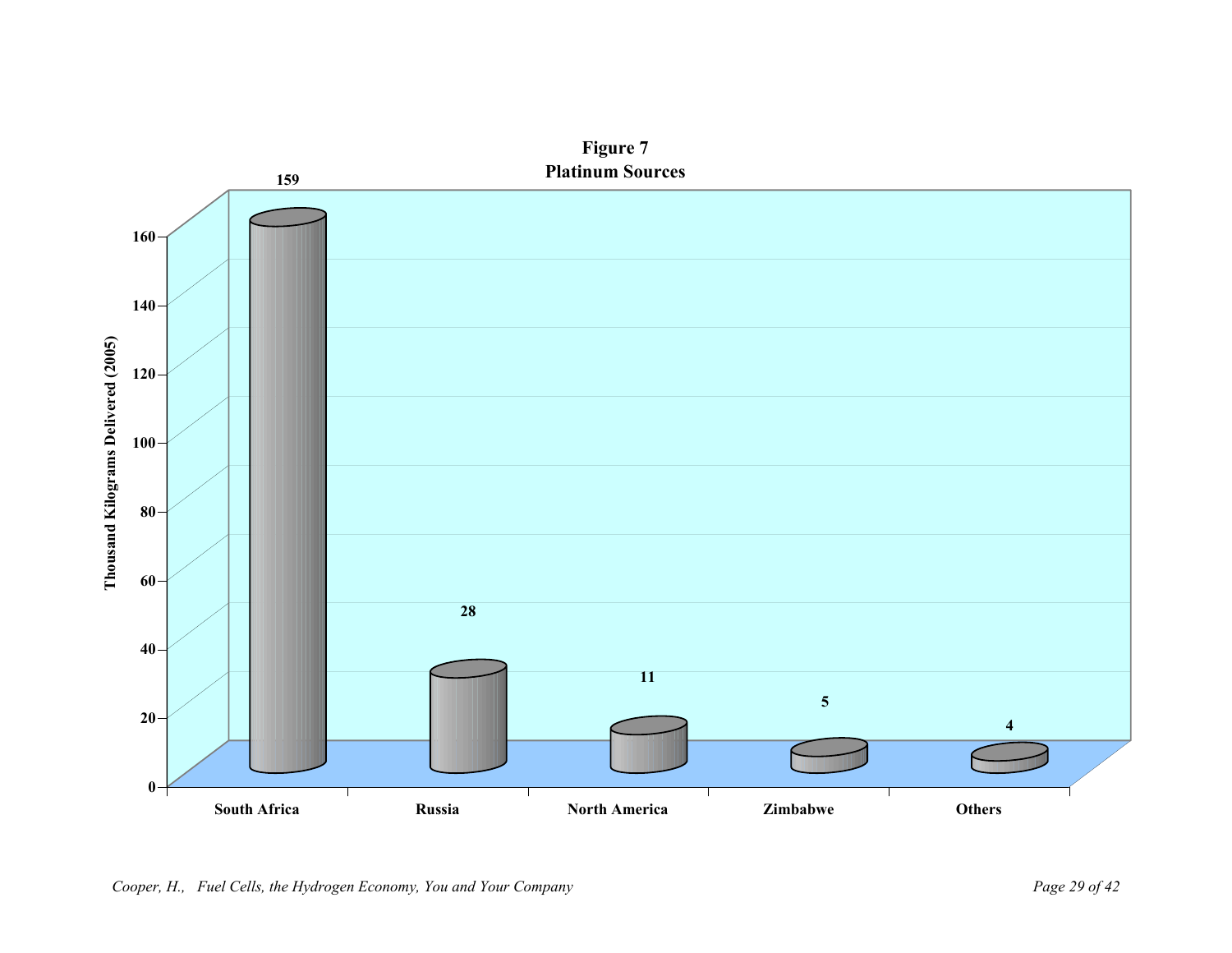**Figure 7**
**Platinum Sources**

| Source | Thousand Kilograms Delivered (2005) |
|---|---|
| South Africa | 159 |
| Russia | 28 |
| North America | 11 |
| Zimbabwe | 5 |
| Others | 4 |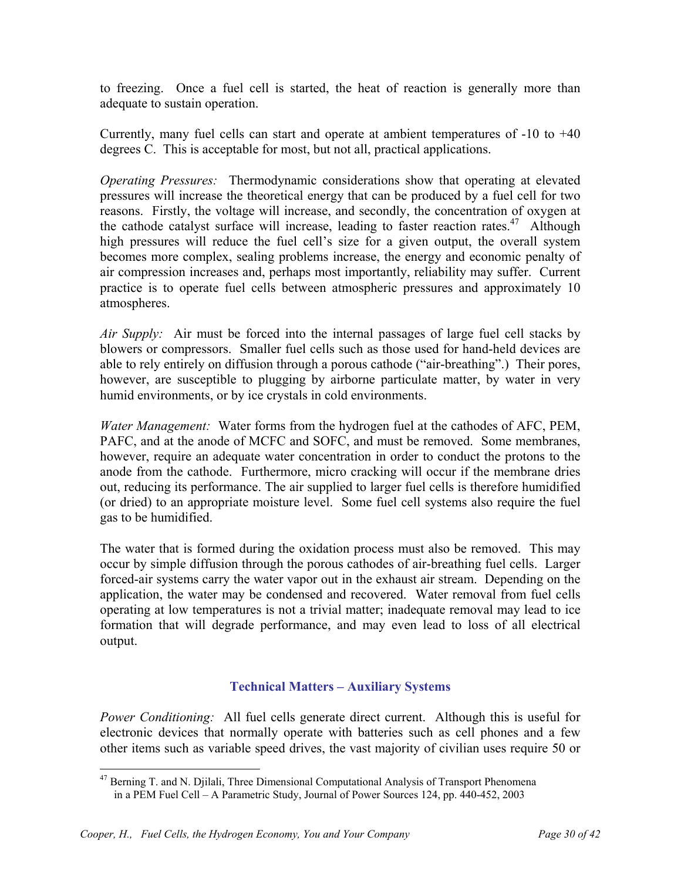to freezing. Once a fuel cell is started, the heat of reaction is generally more than adequate to sustain operation.

Currently, many fuel cells can start and operate at ambient temperatures of -10 to +40 degrees C. This is acceptable for most, but not all, practical applications.

*Operating Pressures:* Thermodynamic considerations show that operating at elevated pressures will increase the theoretical energy that can be produced by a fuel cell for two reasons. Firstly, the voltage will increase, and secondly, the concentration of oxygen at the cathode catalyst surface will increase, leading to faster reaction rates.[47] Although high pressures will reduce the fuel cell's size for a given output, the overall system becomes more complex, sealing problems increase, the energy and economic penalty of air compression increases and, perhaps most importantly, reliability may suffer. Current practice is to operate fuel cells between atmospheric pressures and approximately 10 atmospheres.

*Air Supply:* Air must be forced into the internal passages of large fuel cell stacks by blowers or compressors. Smaller fuel cells such as those used for hand-held devices are able to rely entirely on diffusion through a porous cathode ("air-breathing".) Their pores, however, are susceptible to plugging by airborne particulate matter, by water in very humid environments, or by ice crystals in cold environments.

*Water Management:* Water forms from the hydrogen fuel at the cathodes of AFC, PEM, PAFC, and at the anode of MCFC and SOFC, and must be removed. Some membranes, however, require an adequate water concentration in order to conduct the protons to the anode from the cathode. Furthermore, micro cracking will occur if the membrane dries out, reducing its performance. The air supplied to larger fuel cells is therefore humidified (or dried) to an appropriate moisture level. Some fuel cell systems also require the fuel gas to be humidified.

The water that is formed during the oxidation process must also be removed. This may occur by simple diffusion through the porous cathodes of air-breathing fuel cells. Larger forced-air systems carry the water vapor out in the exhaust air stream. Depending on the application, the water may be condensed and recovered. Water removal from fuel cells operating at low temperatures is not a trivial matter; inadequate removal may lead to ice formation that will degrade performance, and may even lead to loss of all electrical output.

## Technical Matters – Auxiliary Systems

*Power Conditioning:* All fuel cells generate direct current. Although this is useful for electronic devices that normally operate with batteries such as cell phones and a few other items such as variable speed drives, the vast majority of civilian uses require 50 or

[47] Berning T. and N. Djilali, Three Dimensional Computational Analysis of Transport Phenomena in a PEM Fuel Cell – A Parametric Study, Journal of Power Sources 124, pp. 440-452, 2003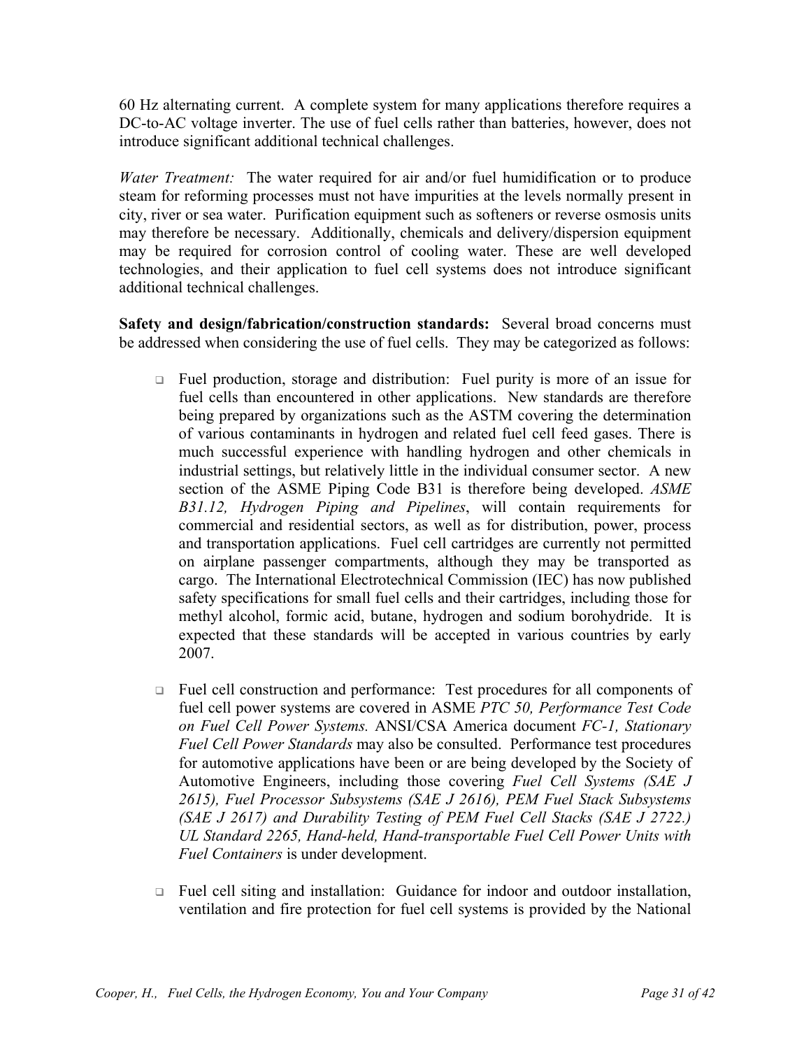60 Hz alternating current. A complete system for many applications therefore requires a DC-to-AC voltage inverter. The use of fuel cells rather than batteries, however, does not introduce significant additional technical challenges.

*Water Treatment:* The water required for air and/or fuel humidification or to produce steam for reforming processes must not have impurities at the levels normally present in city, river or sea water. Purification equipment such as softeners or reverse osmosis units may therefore be necessary. Additionally, chemicals and delivery/dispersion equipment may be required for corrosion control of cooling water. These are well developed technologies, and their application to fuel cell systems does not introduce significant additional technical challenges.

**Safety and design/fabrication/construction standards:** Several broad concerns must be addressed when considering the use of fuel cells. They may be categorized as follows:

- Fuel production, storage and distribution: Fuel purity is more of an issue for fuel cells than encountered in other applications. New standards are therefore being prepared by organizations such as the ASTM covering the determination of various contaminants in hydrogen and related fuel cell feed gases. There is much successful experience with handling hydrogen and other chemicals in industrial settings, but relatively little in the individual consumer sector. A new section of the ASME Piping Code B31 is therefore being developed. *ASME B31.12, Hydrogen Piping and Pipelines*, will contain requirements for commercial and residential sectors, as well as for distribution, power, process and transportation applications. Fuel cell cartridges are currently not permitted on airplane passenger compartments, although they may be transported as cargo. The International Electrotechnical Commission (IEC) has now published safety specifications for small fuel cells and their cartridges, including those for methyl alcohol, formic acid, butane, hydrogen and sodium borohydride. It is expected that these standards will be accepted in various countries by early 2007.

- Fuel cell construction and performance: Test procedures for all components of fuel cell power systems are covered in ASME *PTC 50, Performance Test Code on Fuel Cell Power Systems.* ANSI/CSA America document *FC-1, Stationary Fuel Cell Power Standards* may also be consulted. Performance test procedures for automotive applications have been or are being developed by the Society of Automotive Engineers, including those covering *Fuel Cell Systems (SAE J 2615), Fuel Processor Subsystems (SAE J 2616), PEM Fuel Stack Subsystems (SAE J 2617) and Durability Testing of PEM Fuel Cell Stacks (SAE J 2722.) UL Standard 2265, Hand-held, Hand-transportable Fuel Cell Power Units with Fuel Containers* is under development.

- Fuel cell siting and installation: Guidance for indoor and outdoor installation, ventilation and fire protection for fuel cell systems is provided by the National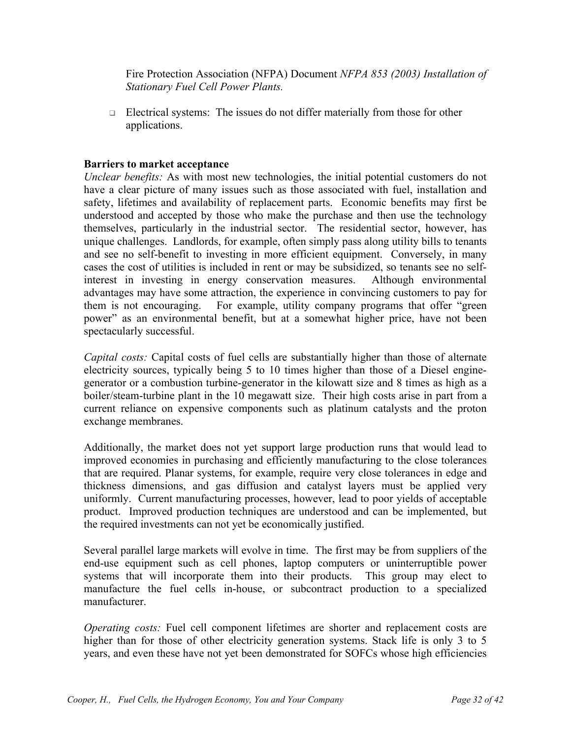Fire Protection Association (NFPA) Document *NFPA 853 (2003) Installation of Stationary Fuel Cell Power Plants.*

- Electrical systems: The issues do not differ materially from those for other applications.

**Barriers to market acceptance**

*Unclear benefits:* As with most new technologies, the initial potential customers do not have a clear picture of many issues such as those associated with fuel, installation and safety, lifetimes and availability of replacement parts. Economic benefits may first be understood and accepted by those who make the purchase and then use the technology themselves, particularly in the industrial sector. The residential sector, however, has unique challenges. Landlords, for example, often simply pass along utility bills to tenants and see no self-benefit to investing in more efficient equipment. Conversely, in many cases the cost of utilities is included in rent or may be subsidized, so tenants see no self-interest in investing in energy conservation measures. Although environmental advantages may have some attraction, the experience in convincing customers to pay for them is not encouraging. For example, utility company programs that offer "green power" as an environmental benefit, but at a somewhat higher price, have not been spectacularly successful.

*Capital costs:* Capital costs of fuel cells are substantially higher than those of alternate electricity sources, typically being 5 to 10 times higher than those of a Diesel engine-generator or a combustion turbine-generator in the kilowatt size and 8 times as high as a boiler/steam-turbine plant in the 10 megawatt size. Their high costs arise in part from a current reliance on expensive components such as platinum catalysts and the proton exchange membranes.

Additionally, the market does not yet support large production runs that would lead to improved economies in purchasing and efficiently manufacturing to the close tolerances that are required. Planar systems, for example, require very close tolerances in edge and thickness dimensions, and gas diffusion and catalyst layers must be applied very uniformly. Current manufacturing processes, however, lead to poor yields of acceptable product. Improved production techniques are understood and can be implemented, but the required investments can not yet be economically justified.

Several parallel large markets will evolve in time. The first may be from suppliers of the end-use equipment such as cell phones, laptop computers or uninterruptible power systems that will incorporate them into their products. This group may elect to manufacture the fuel cells in-house, or subcontract production to a specialized manufacturer.

*Operating costs:* Fuel cell component lifetimes are shorter and replacement costs are higher than for those of other electricity generation systems. Stack life is only 3 to 5 years, and even these have not yet been demonstrated for SOFCs whose high efficiencies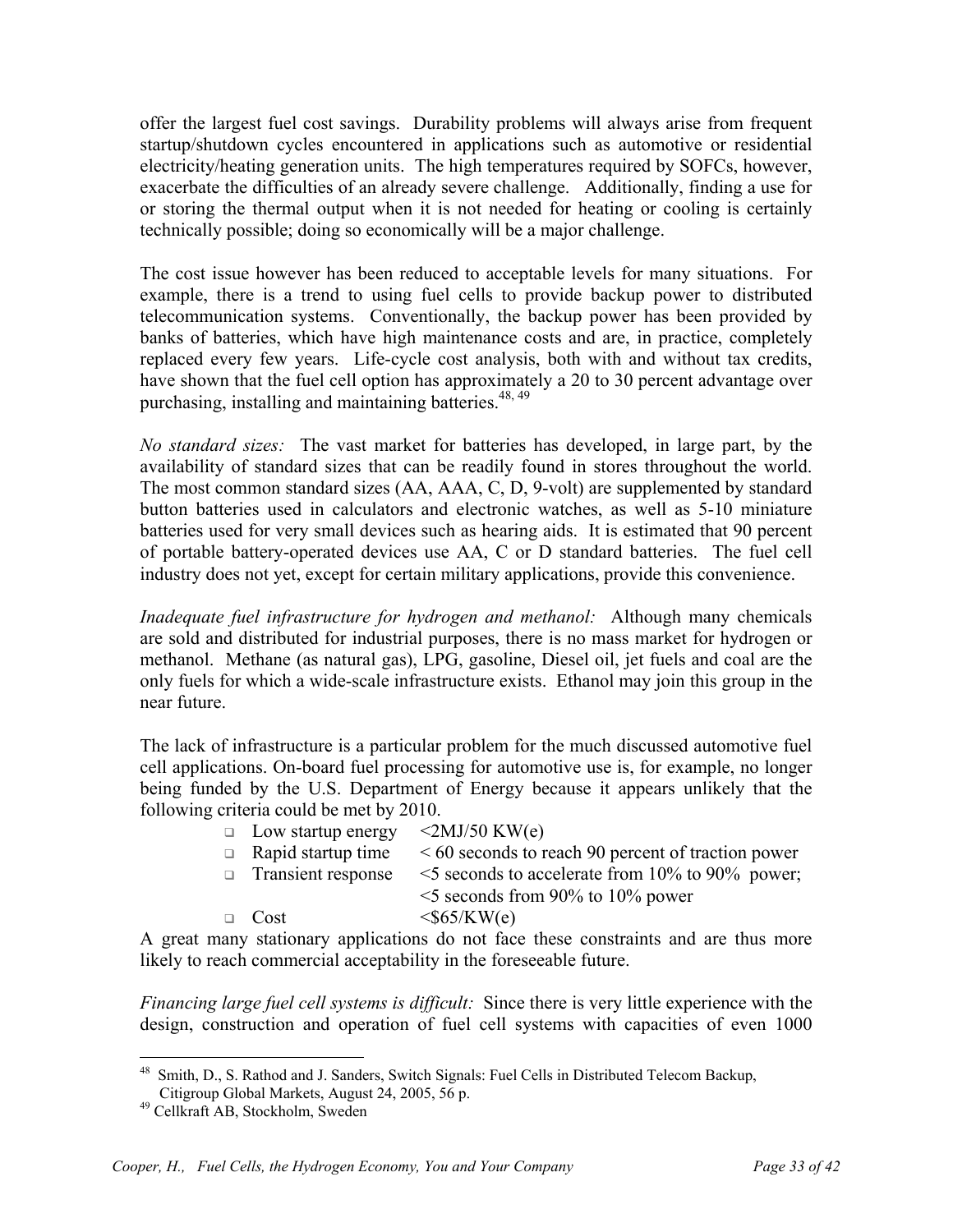offer the largest fuel cost savings. Durability problems will always arise from frequent startup/shutdown cycles encountered in applications such as automotive or residential electricity/heating generation units. The high temperatures required by SOFCs, however, exacerbate the difficulties of an already severe challenge. Additionally, finding a use for or storing the thermal output when it is not needed for heating or cooling is certainly technically possible; doing so economically will be a major challenge.

The cost issue however has been reduced to acceptable levels for many situations. For example, there is a trend to using fuel cells to provide backup power to distributed telecommunication systems. Conventionally, the backup power has been provided by banks of batteries, which have high maintenance costs and are, in practice, completely replaced every few years. Life-cycle cost analysis, both with and without tax credits, have shown that the fuel cell option has approximately a 20 to 30 percent advantage over purchasing, installing and maintaining batteries.[48, 49]

*No standard sizes:* The vast market for batteries has developed, in large part, by the availability of standard sizes that can be readily found in stores throughout the world. The most common standard sizes (AA, AAA, C, D, 9-volt) are supplemented by standard button batteries used in calculators and electronic watches, as well as 5-10 miniature batteries used for very small devices such as hearing aids. It is estimated that 90 percent of portable battery-operated devices use AA, C or D standard batteries. The fuel cell industry does not yet, except for certain military applications, provide this convenience.

*Inadequate fuel infrastructure for hydrogen and methanol:* Although many chemicals are sold and distributed for industrial purposes, there is no mass market for hydrogen or methanol. Methane (as natural gas), LPG, gasoline, Diesel oil, jet fuels and coal are the only fuels for which a wide-scale infrastructure exists. Ethanol may join this group in the near future.

The lack of infrastructure is a particular problem for the much discussed automotive fuel cell applications. On-board fuel processing for automotive use is, for example, no longer being funded by the U.S. Department of Energy because it appears unlikely that the following criteria could be met by 2010.

- Low startup energy &lt;2MJ/50 KW(e)
- Rapid startup time &lt; 60 seconds to reach 90 percent of traction power
- Transient response &lt;5 seconds to accelerate from 10% to 90% power; &lt;5 seconds from 90% to 10% power
- Cost &lt;$65/KW(e)

A great many stationary applications do not face these constraints and are thus more likely to reach commercial acceptability in the foreseeable future.

*Financing large fuel cell systems is difficult:* Since there is very little experience with the design, construction and operation of fuel cell systems with capacities of even 1000

---

[48] Smith, D., S. Rathod and J. Sanders, Switch Signals: Fuel Cells in Distributed Telecom Backup, Citigroup Global Markets, August 24, 2005, 56 p.

[49] Cellkraft AB, Stockholm, Sweden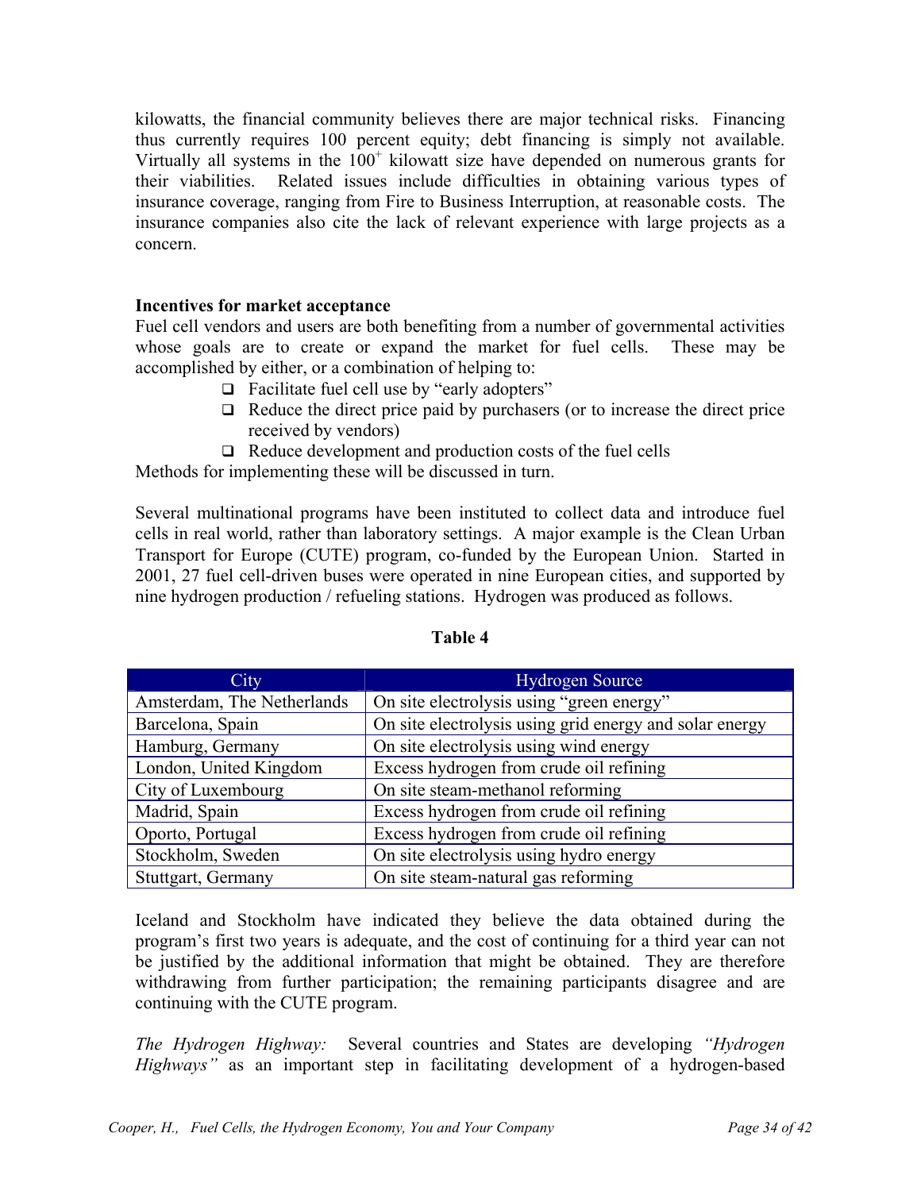kilowatts, the financial community believes there are major technical risks. Financing thus currently requires 100 percent equity; debt financing is simply not available. Virtually all systems in the $100^+$ kilowatt size have depended on numerous grants for their viabilities. Related issues include difficulties in obtaining various types of insurance coverage, ranging from Fire to Business Interruption, at reasonable costs. The insurance companies also cite the lack of relevant experience with large projects as a concern.

**Incentives for market acceptance**

Fuel cell vendors and users are both benefiting from a number of governmental activities whose goals are to create or expand the market for fuel cells. These may be accomplished by either, or a combination of helping to:

- Facilitate fuel cell use by "early adopters"
- Reduce the direct price paid by purchasers (or to increase the direct price received by vendors)
- Reduce development and production costs of the fuel cells

Methods for implementing these will be discussed in turn.

Several multinational programs have been instituted to collect data and introduce fuel cells in real world, rather than laboratory settings. A major example is the Clean Urban Transport for Europe (CUTE) program, co-funded by the European Union. Started in 2001, 27 fuel cell-driven buses were operated in nine European cities, and supported by nine hydrogen production / refueling stations. Hydrogen was produced as follows.

**Table 4**

| City | Hydrogen Source |
|---|---|
| Amsterdam, The Netherlands | On site electrolysis using "green energy" |
| Barcelona, Spain | On site electrolysis using grid energy and solar energy |
| Hamburg, Germany | On site electrolysis using wind energy |
| London, United Kingdom | Excess hydrogen from crude oil refining |
| City of Luxembourg | On site steam-methanol reforming |
| Madrid, Spain | Excess hydrogen from crude oil refining |
| Oporto, Portugal | Excess hydrogen from crude oil refining |
| Stockholm, Sweden | On site electrolysis using hydro energy |
| Stuttgart, Germany | On site steam-natural gas reforming |

Iceland and Stockholm have indicated they believe the data obtained during the program's first two years is adequate, and the cost of continuing for a third year can not be justified by the additional information that might be obtained. They are therefore withdrawing from further participation; the remaining participants disagree and are continuing with the CUTE program.

*The Hydrogen Highway:* Several countries and States are developing *"Hydrogen Highways"* as an important step in facilitating development of a hydrogen-based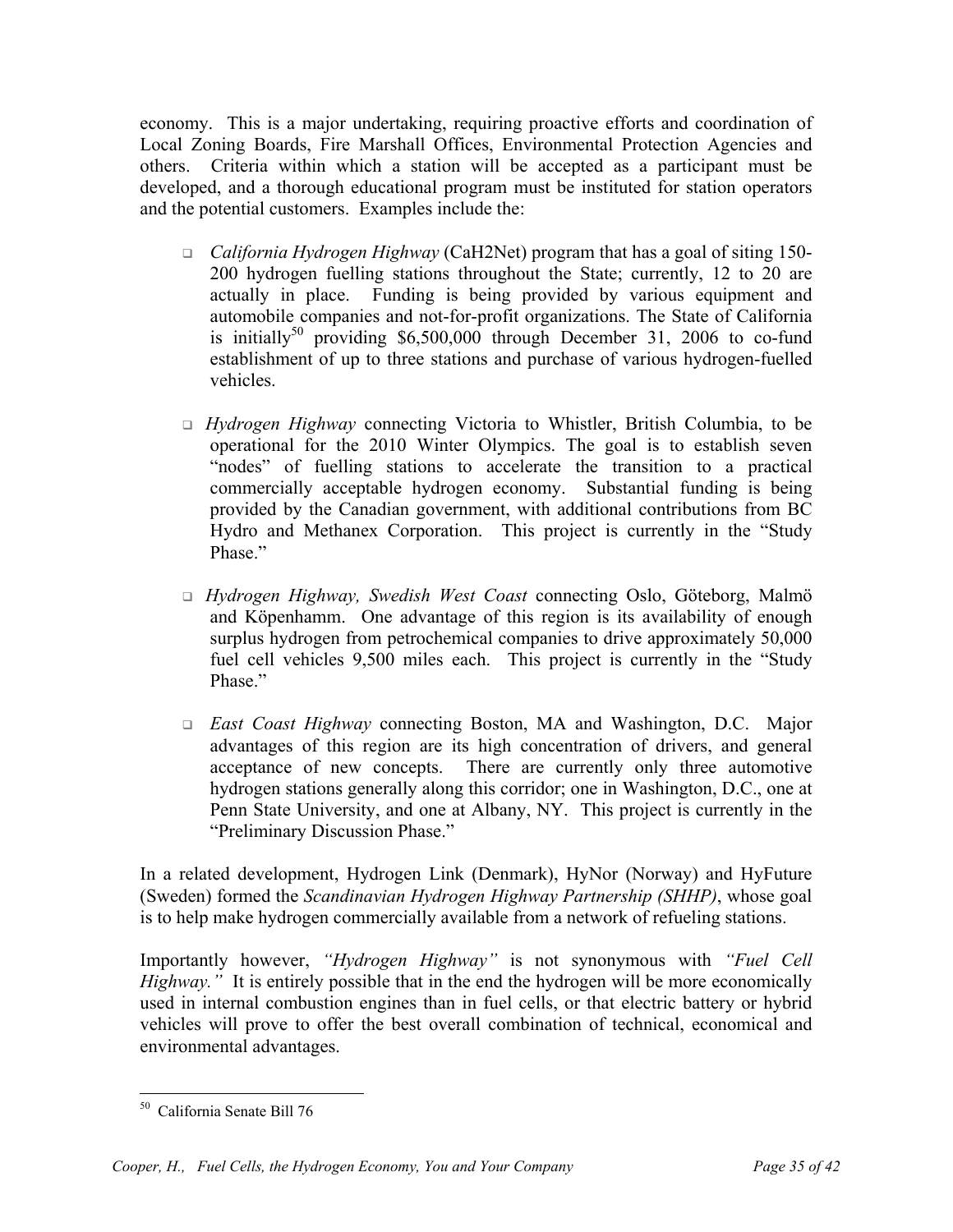economy. This is a major undertaking, requiring proactive efforts and coordination of Local Zoning Boards, Fire Marshall Offices, Environmental Protection Agencies and others. Criteria within which a station will be accepted as a participant must be developed, and a thorough educational program must be instituted for station operators and the potential customers. Examples include the:

- *California Hydrogen Highway* (CaH2Net) program that has a goal of siting 150-200 hydrogen fuelling stations throughout the State; currently, 12 to 20 are actually in place. Funding is being provided by various equipment and automobile companies and not-for-profit organizations. The State of California is initially[50] providing $6,500,000 through December 31, 2006 to co-fund establishment of up to three stations and purchase of various hydrogen-fuelled vehicles.

- *Hydrogen Highway* connecting Victoria to Whistler, British Columbia, to be operational for the 2010 Winter Olympics. The goal is to establish seven "nodes" of fuelling stations to accelerate the transition to a practical commercially acceptable hydrogen economy. Substantial funding is being provided by the Canadian government, with additional contributions from BC Hydro and Methanex Corporation. This project is currently in the "Study Phase."

- *Hydrogen Highway, Swedish West Coast* connecting Oslo, Göteborg, Malmö and Köpenhamm. One advantage of this region is its availability of enough surplus hydrogen from petrochemical companies to drive approximately 50,000 fuel cell vehicles 9,500 miles each. This project is currently in the "Study Phase."

- *East Coast Highway* connecting Boston, MA and Washington, D.C. Major advantages of this region are its high concentration of drivers, and general acceptance of new concepts. There are currently only three automotive hydrogen stations generally along this corridor; one in Washington, D.C., one at Penn State University, and one at Albany, NY. This project is currently in the "Preliminary Discussion Phase."

In a related development, Hydrogen Link (Denmark), HyNor (Norway) and HyFuture (Sweden) formed the *Scandinavian Hydrogen Highway Partnership (SHHP)*, whose goal is to help make hydrogen commercially available from a network of refueling stations.

Importantly however, *"Hydrogen Highway"* is not synonymous with *"Fuel Cell Highway."* It is entirely possible that in the end the hydrogen will be more economically used in internal combustion engines than in fuel cells, or that electric battery or hybrid vehicles will prove to offer the best overall combination of technical, economical and environmental advantages.

---

[50] California Senate Bill 76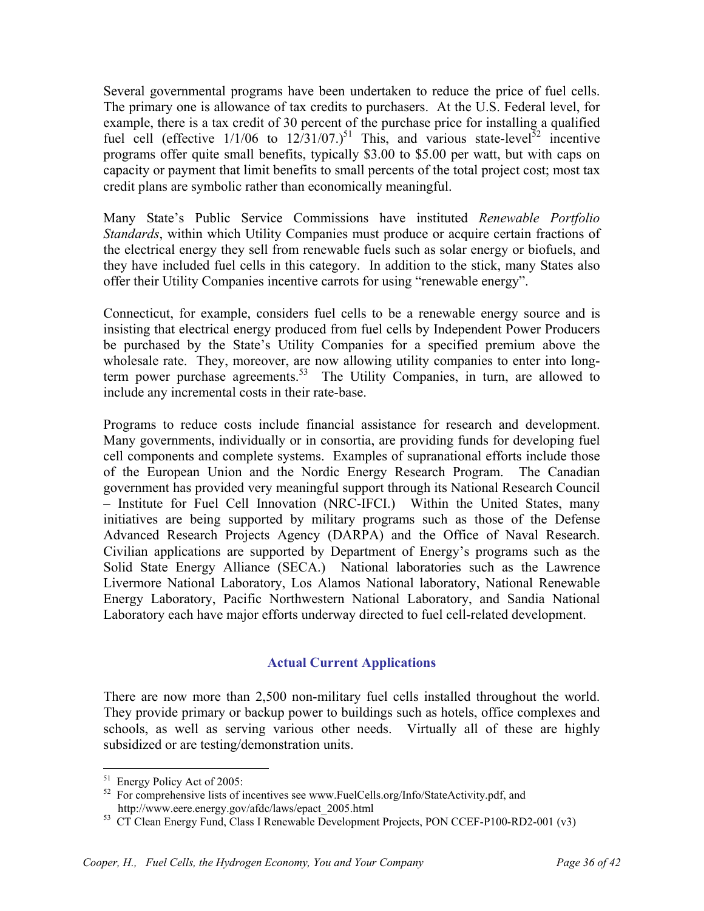Several governmental programs have been undertaken to reduce the price of fuel cells. The primary one is allowance of tax credits to purchasers. At the U.S. Federal level, for example, there is a tax credit of 30 percent of the purchase price for installing a qualified fuel cell (effective 1/1/06 to 12/31/07.)[51] This, and various state-level[52] incentive programs offer quite small benefits, typically $3.00 to $5.00 per watt, but with caps on capacity or payment that limit benefits to small percents of the total project cost; most tax credit plans are symbolic rather than economically meaningful.

Many State's Public Service Commissions have instituted *Renewable Portfolio Standards*, within which Utility Companies must produce or acquire certain fractions of the electrical energy they sell from renewable fuels such as solar energy or biofuels, and they have included fuel cells in this category. In addition to the stick, many States also offer their Utility Companies incentive carrots for using "renewable energy".

Connecticut, for example, considers fuel cells to be a renewable energy source and is insisting that electrical energy produced from fuel cells by Independent Power Producers be purchased by the State's Utility Companies for a specified premium above the wholesale rate. They, moreover, are now allowing utility companies to enter into long-term power purchase agreements.[53] The Utility Companies, in turn, are allowed to include any incremental costs in their rate-base.

Programs to reduce costs include financial assistance for research and development. Many governments, individually or in consortia, are providing funds for developing fuel cell components and complete systems. Examples of supranational efforts include those of the European Union and the Nordic Energy Research Program. The Canadian government has provided very meaningful support through its National Research Council – Institute for Fuel Cell Innovation (NRC-IFCI.) Within the United States, many initiatives are being supported by military programs such as those of the Defense Advanced Research Projects Agency (DARPA) and the Office of Naval Research. Civilian applications are supported by Department of Energy's programs such as the Solid State Energy Alliance (SECA.) National laboratories such as the Lawrence Livermore National Laboratory, Los Alamos National laboratory, National Renewable Energy Laboratory, Pacific Northwestern National Laboratory, and Sandia National Laboratory each have major efforts underway directed to fuel cell-related development.

## Actual Current Applications

There are now more than 2,500 non-military fuel cells installed throughout the world. They provide primary or backup power to buildings such as hotels, office complexes and schools, as well as serving various other needs. Virtually all of these are highly subsidized or are testing/demonstration units.

---

[51] Energy Policy Act of 2005:

[52] For comprehensive lists of incentives see www.FuelCells.org/Info/StateActivity.pdf, and http://www.eere.energy.gov/afdc/laws/epact_2005.html

[53] CT Clean Energy Fund, Class I Renewable Development Projects, PON CCEF-P100-RD2-001 (v3)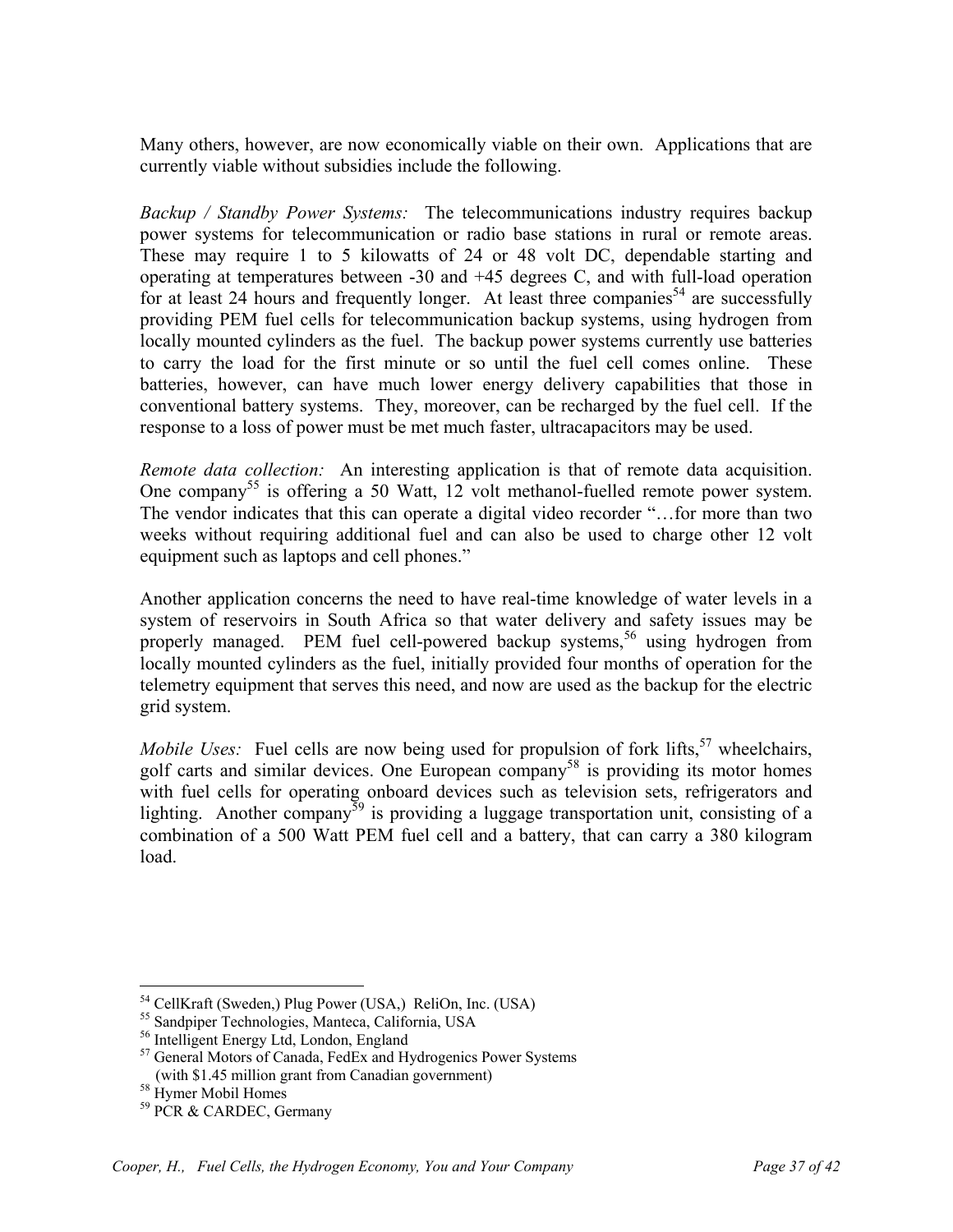Many others, however, are now economically viable on their own. Applications that are currently viable without subsidies include the following.

*Backup / Standby Power Systems:* The telecommunications industry requires backup power systems for telecommunication or radio base stations in rural or remote areas. These may require 1 to 5 kilowatts of 24 or 48 volt DC, dependable starting and operating at temperatures between -30 and +45 degrees C, and with full-load operation for at least 24 hours and frequently longer. At least three companies[54] are successfully providing PEM fuel cells for telecommunication backup systems, using hydrogen from locally mounted cylinders as the fuel. The backup power systems currently use batteries to carry the load for the first minute or so until the fuel cell comes online. These batteries, however, can have much lower energy delivery capabilities that those in conventional battery systems. They, moreover, can be recharged by the fuel cell. If the response to a loss of power must be met much faster, ultracapacitors may be used.

*Remote data collection:* An interesting application is that of remote data acquisition. One company[55] is offering a 50 Watt, 12 volt methanol-fuelled remote power system. The vendor indicates that this can operate a digital video recorder "…for more than two weeks without requiring additional fuel and can also be used to charge other 12 volt equipment such as laptops and cell phones."

Another application concerns the need to have real-time knowledge of water levels in a system of reservoirs in South Africa so that water delivery and safety issues may be properly managed. PEM fuel cell-powered backup systems,[56] using hydrogen from locally mounted cylinders as the fuel, initially provided four months of operation for the telemetry equipment that serves this need, and now are used as the backup for the electric grid system.

*Mobile Uses:* Fuel cells are now being used for propulsion of fork lifts,[57] wheelchairs, golf carts and similar devices. One European company[58] is providing its motor homes with fuel cells for operating onboard devices such as television sets, refrigerators and lighting. Another company[59] is providing a luggage transportation unit, consisting of a combination of a 500 Watt PEM fuel cell and a battery, that can carry a 380 kilogram load.

---

[54] CellKraft (Sweden,) Plug Power (USA,) ReliOn, Inc. (USA)

[55] Sandpiper Technologies, Manteca, California, USA

[56] Intelligent Energy Ltd, London, England

[57] General Motors of Canada, FedEx and Hydrogenics Power Systems (with $1.45 million grant from Canadian government)

[58] Hymer Mobil Homes

[59] PCR & CARDEC, Germany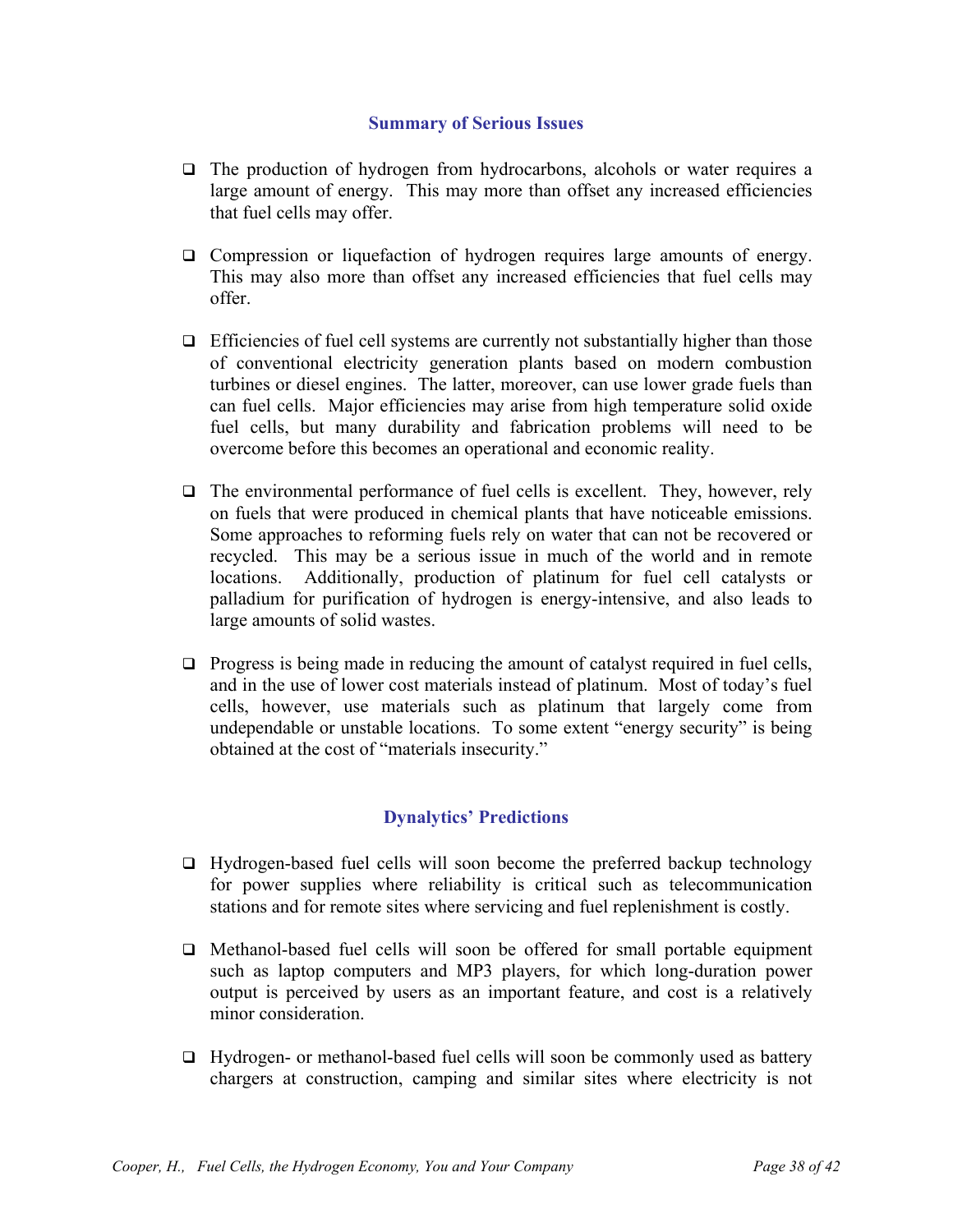## Summary of Serious Issues

- The production of hydrogen from hydrocarbons, alcohols or water requires a large amount of energy. This may more than offset any increased efficiencies that fuel cells may offer.

- Compression or liquefaction of hydrogen requires large amounts of energy. This may also more than offset any increased efficiencies that fuel cells may offer.

- Efficiencies of fuel cell systems are currently not substantially higher than those of conventional electricity generation plants based on modern combustion turbines or diesel engines. The latter, moreover, can use lower grade fuels than can fuel cells. Major efficiencies may arise from high temperature solid oxide fuel cells, but many durability and fabrication problems will need to be overcome before this becomes an operational and economic reality.

- The environmental performance of fuel cells is excellent. They, however, rely on fuels that were produced in chemical plants that have noticeable emissions. Some approaches to reforming fuels rely on water that can not be recovered or recycled. This may be a serious issue in much of the world and in remote locations. Additionally, production of platinum for fuel cell catalysts or palladium for purification of hydrogen is energy-intensive, and also leads to large amounts of solid wastes.

- Progress is being made in reducing the amount of catalyst required in fuel cells, and in the use of lower cost materials instead of platinum. Most of today's fuel cells, however, use materials such as platinum that largely come from undependable or unstable locations. To some extent "energy security" is being obtained at the cost of "materials insecurity."

## Dynalytics' Predictions

- Hydrogen-based fuel cells will soon become the preferred backup technology for power supplies where reliability is critical such as telecommunication stations and for remote sites where servicing and fuel replenishment is costly.

- Methanol-based fuel cells will soon be offered for small portable equipment such as laptop computers and MP3 players, for which long-duration power output is perceived by users as an important feature, and cost is a relatively minor consideration.

- Hydrogen- or methanol-based fuel cells will soon be commonly used as battery chargers at construction, camping and similar sites where electricity is not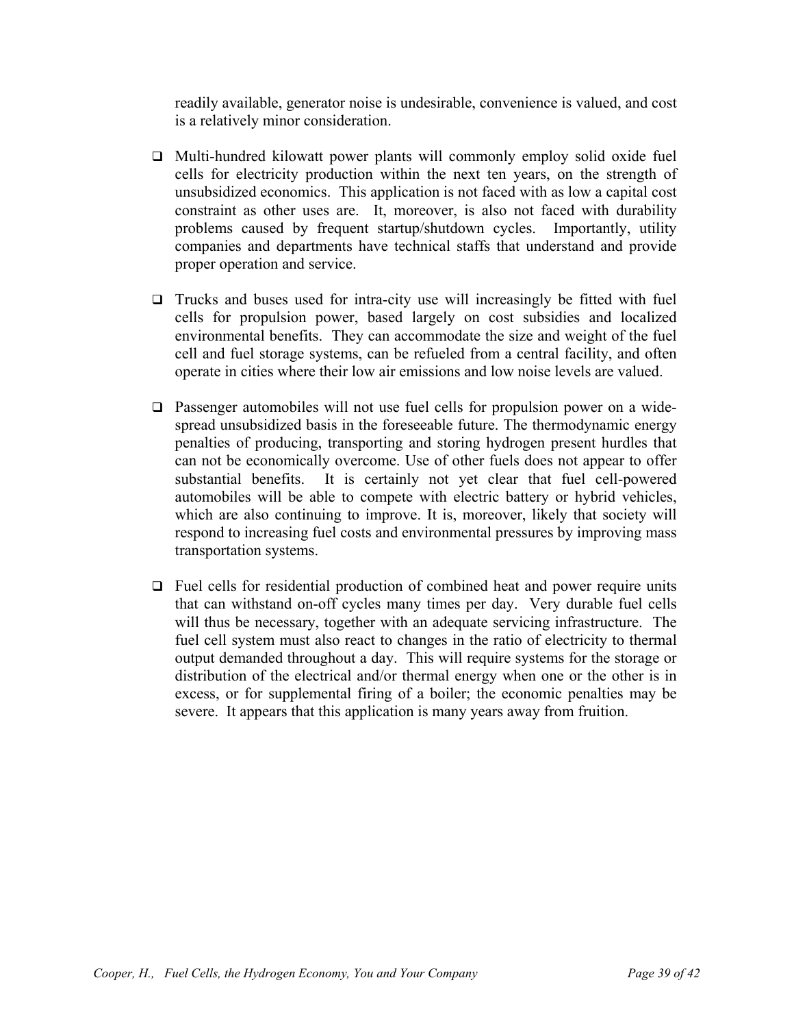readily available, generator noise is undesirable, convenience is valued, and cost is a relatively minor consideration.

- Multi-hundred kilowatt power plants will commonly employ solid oxide fuel cells for electricity production within the next ten years, on the strength of unsubsidized economics. This application is not faced with as low a capital cost constraint as other uses are. It, moreover, is also not faced with durability problems caused by frequent startup/shutdown cycles. Importantly, utility companies and departments have technical staffs that understand and provide proper operation and service.

- Trucks and buses used for intra-city use will increasingly be fitted with fuel cells for propulsion power, based largely on cost subsidies and localized environmental benefits. They can accommodate the size and weight of the fuel cell and fuel storage systems, can be refueled from a central facility, and often operate in cities where their low air emissions and low noise levels are valued.

- Passenger automobiles will not use fuel cells for propulsion power on a wide-spread unsubsidized basis in the foreseeable future. The thermodynamic energy penalties of producing, transporting and storing hydrogen present hurdles that can not be economically overcome. Use of other fuels does not appear to offer substantial benefits. It is certainly not yet clear that fuel cell-powered automobiles will be able to compete with electric battery or hybrid vehicles, which are also continuing to improve. It is, moreover, likely that society will respond to increasing fuel costs and environmental pressures by improving mass transportation systems.

- Fuel cells for residential production of combined heat and power require units that can withstand on-off cycles many times per day. Very durable fuel cells will thus be necessary, together with an adequate servicing infrastructure. The fuel cell system must also react to changes in the ratio of electricity to thermal output demanded throughout a day. This will require systems for the storage or distribution of the electrical and/or thermal energy when one or the other is in excess, or for supplemental firing of a boiler; the economic penalties may be severe. It appears that this application is many years away from fruition.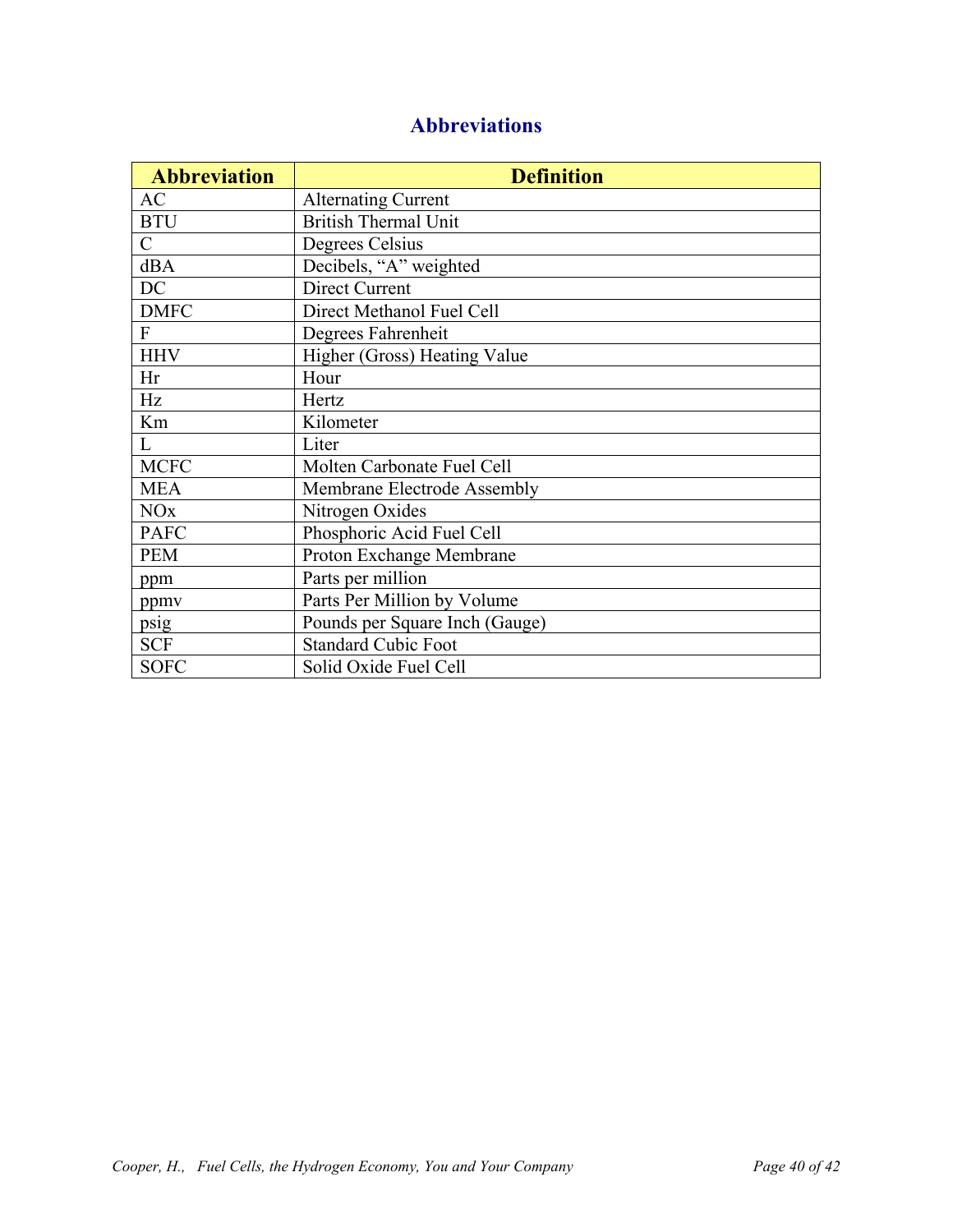# Abbreviations

| Abbreviation | Definition |
| --- | --- |
| AC | Alternating Current |
| BTU | British Thermal Unit |
| C | Degrees Celsius |
| dBA | Decibels, "A" weighted |
| DC | Direct Current |
| DMFC | Direct Methanol Fuel Cell |
| F | Degrees Fahrenheit |
| HHV | Higher (Gross) Heating Value |
| Hr | Hour |
| Hz | Hertz |
| Km | Kilometer |
| L | Liter |
| MCFC | Molten Carbonate Fuel Cell |
| MEA | Membrane Electrode Assembly |
| NOx | Nitrogen Oxides |
| PAFC | Phosphoric Acid Fuel Cell |
| PEM | Proton Exchange Membrane |
| ppm | Parts per million |
| ppmv | Parts Per Million by Volume |
| psig | Pounds per Square Inch (Gauge) |
| SCF | Standard Cubic Foot |
| SOFC | Solid Oxide Fuel Cell |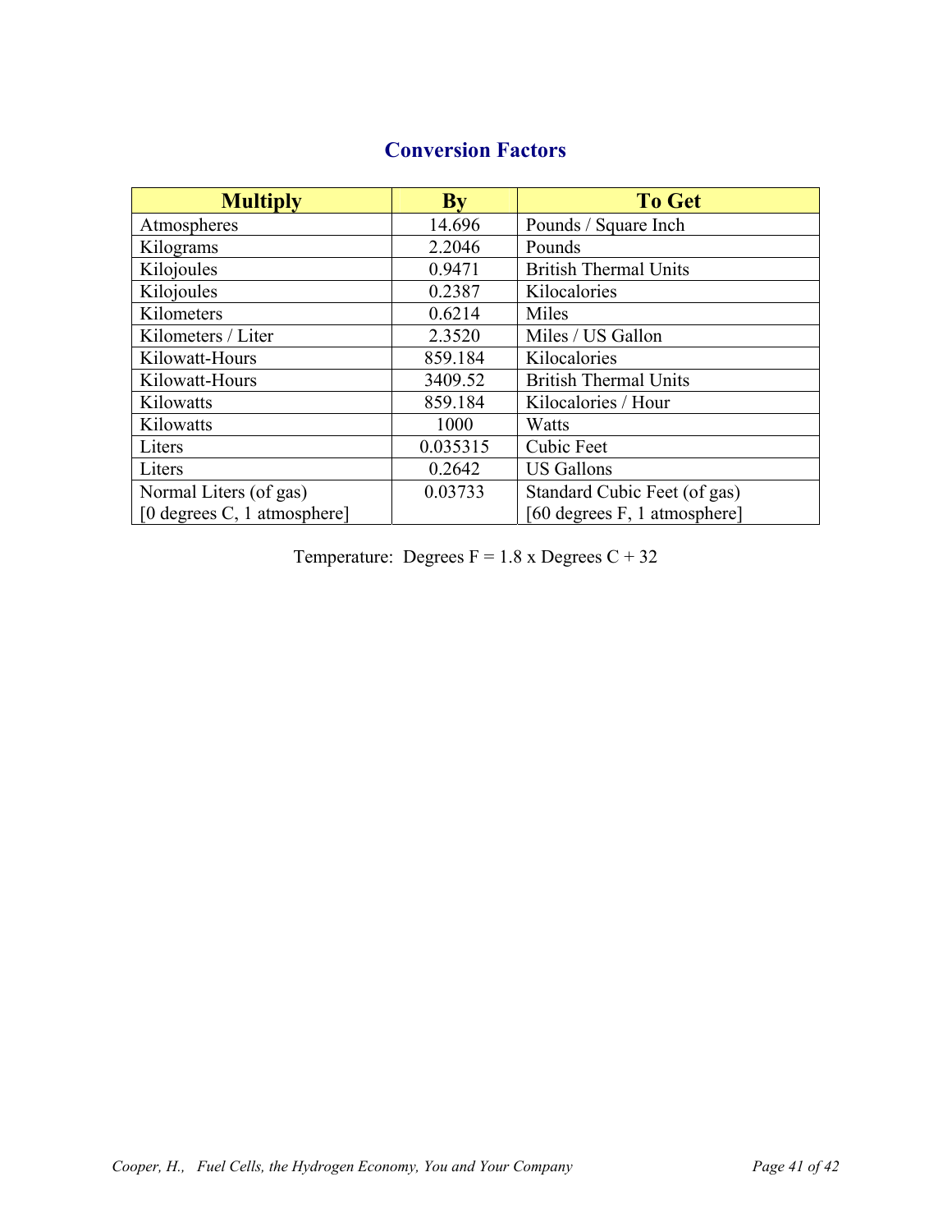## Conversion Factors

| Multiply | By | To Get |
|---|---|---|
| Atmospheres | 14.696 | Pounds / Square Inch |
| Kilograms | 2.2046 | Pounds |
| Kilojoules | 0.9471 | British Thermal Units |
| Kilojoules | 0.2387 | Kilocalories |
| Kilometers | 0.6214 | Miles |
| Kilometers / Liter | 2.3520 | Miles / US Gallon |
| Kilowatt-Hours | 859.184 | Kilocalories |
| Kilowatt-Hours | 3409.52 | British Thermal Units |
| Kilowatts | 859.184 | Kilocalories / Hour |
| Kilowatts | 1000 | Watts |
| Liters | 0.035315 | Cubic Feet |
| Liters | 0.2642 | US Gallons |
| Normal Liters (of gas) [0 degrees C, 1 atmosphere] | 0.03733 | Standard Cubic Feet (of gas) [60 degrees F, 1 atmosphere] |

Temperature: Degrees F = 1.8 x Degrees C + 32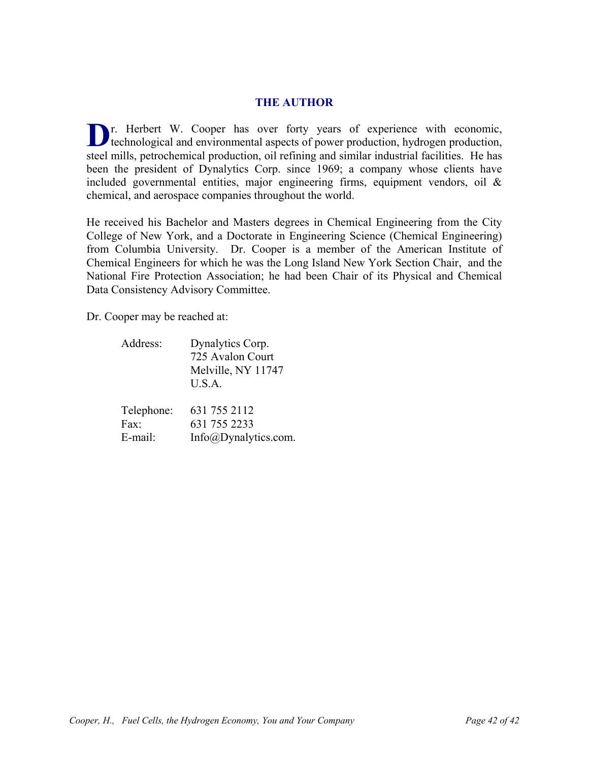## THE AUTHOR

Dr. Herbert W. Cooper has over forty years of experience with economic, technological and environmental aspects of power production, hydrogen production, steel mills, petrochemical production, oil refining and similar industrial facilities. He has been the president of Dynalytics Corp. since 1969; a company whose clients have included governmental entities, major engineering firms, equipment vendors, oil & chemical, and aerospace companies throughout the world.

He received his Bachelor and Masters degrees in Chemical Engineering from the City College of New York, and a Doctorate in Engineering Science (Chemical Engineering) from Columbia University. Dr. Cooper is a member of the American Institute of Chemical Engineers for which he was the Long Island New York Section Chair, and the National Fire Protection Association; he had been Chair of its Physical and Chemical Data Consistency Advisory Committee.

Dr. Cooper may be reached at:

| | |
|---|---|
| Address: | Dynalytics Corp.<br>725 Avalon Court<br>Melville, NY 11747<br>U.S.A. |
| Telephone: | 631 755 2112 |
| Fax: | 631 755 2233 |
| E-mail: | Info@Dynalytics.com. |